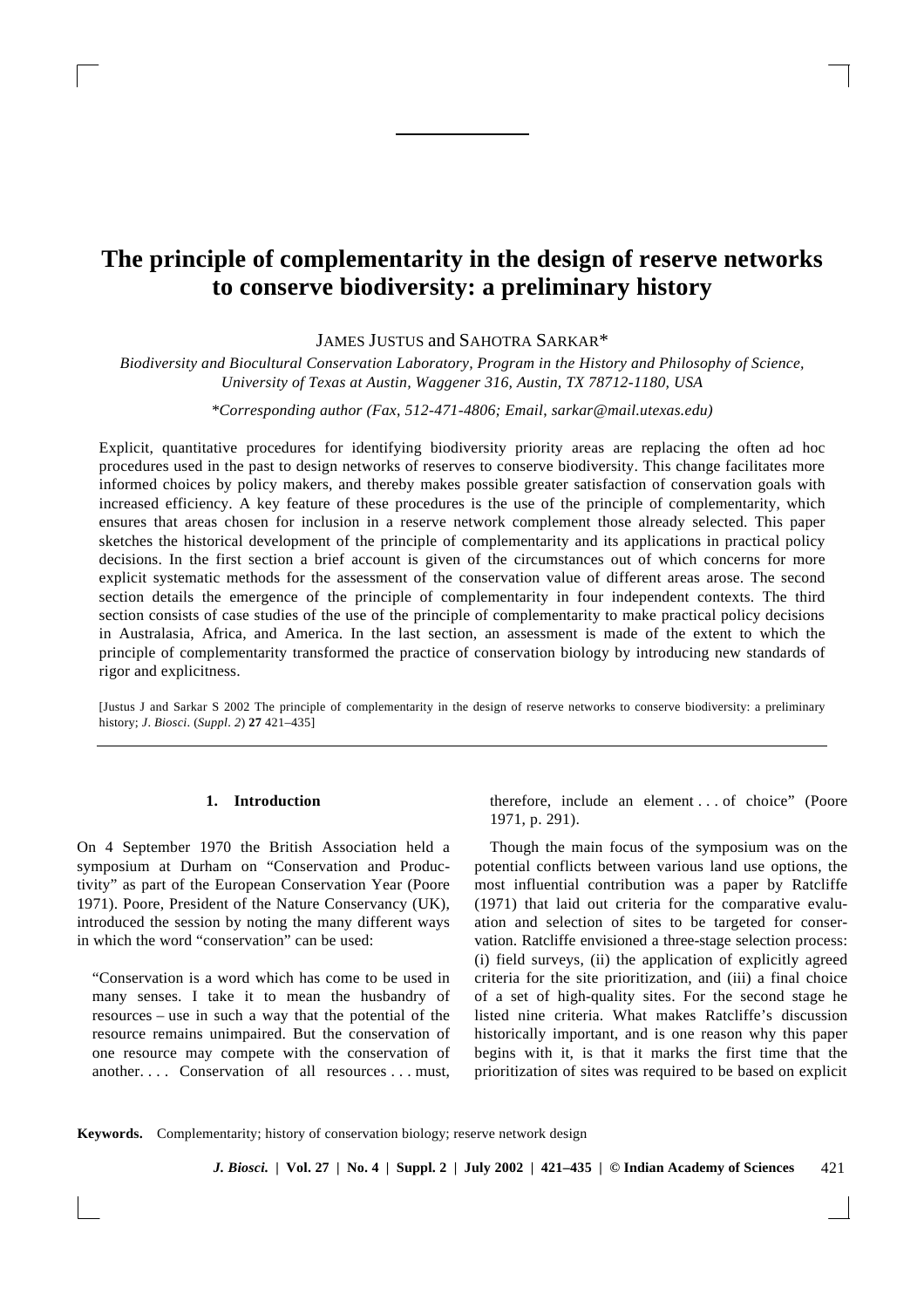# The principle of complementarity in the design of reserve networks to conserve biodiversity: a preliminary history

JAMES JUSTUS and SAHOTRA SARKAR*

*Biodiversity and Biocultural Conservation Laboratory, Program in the History and Philosophy of Science, University of Texas at Austin, Waggener 316, Austin, TX 78712-1180, USA*

*\*Corresponding author (Fax, 512-471-4806; Email, sarkar@mail.utexas.edu)*

Explicit, quantitative procedures for identifying biodiversity priority areas are replacing the often ad hoc procedures used in the past to design networks of reserves to conserve biodiversity. This change facilitates more informed choices by policy makers, and thereby makes possible greater satisfaction of conservation goals with increased efficiency. A key feature of these procedures is the use of the principle of complementarity, which ensures that areas chosen for inclusion in a reserve network complement those already selected. This paper sketches the historical development of the principle of complementarity and its applications in practical policy decisions. In the first section a brief account is given of the circumstances out of which concerns for more explicit systematic methods for the assessment of the conservation value of different areas arose. The second section details the emergence of the principle of complementarity in four independent contexts. The third section consists of case studies of the use of the principle of complementarity to make practical policy decisions in Australasia, Africa, and America. In the last section, an assessment is made of the extent to which the principle of complementarity transformed the practice of conservation biology by introducing new standards of rigor and explicitness.

[Justus J and Sarkar S 2002 The principle of complementarity in the design of reserve networks to conserve biodiversity: a preliminary history; *J. Biosci.* (*Suppl. 2*) **27** 421–435]

## 1. Introduction

On 4 September 1970 the British Association held a symposium at Durham on "Conservation and Productivity" as part of the European Conservation Year (Poore 1971). Poore, President of the Nature Conservancy (UK), introduced the session by noting the many different ways in which the word "conservation" can be used:

"Conservation is a word which has come to be used in many senses. I take it to mean the husbandry of resources – use in such a way that the potential of the resource remains unimpaired. But the conservation of one resource may compete with the conservation of another. . . . Conservation of all resources . . . must, therefore, include an element . . . of choice" (Poore 1971, p. 291).

Though the main focus of the symposium was on the potential conflicts between various land use options, the most influential contribution was a paper by Ratcliffe (1971) that laid out criteria for the comparative evaluation and selection of sites to be targeted for conservation. Ratcliffe envisioned a three-stage selection process: (i) field surveys, (ii) the application of explicitly agreed criteria for the site prioritization, and (iii) a final choice of a set of high-quality sites. For the second stage he listed nine criteria. What makes Ratcliffe's discussion historically important, and is one reason why this paper begins with it, is that it marks the first time that the prioritization of sites was required to be based on explicit

**Keywords.** Complementarity; history of conservation biology; reserve network design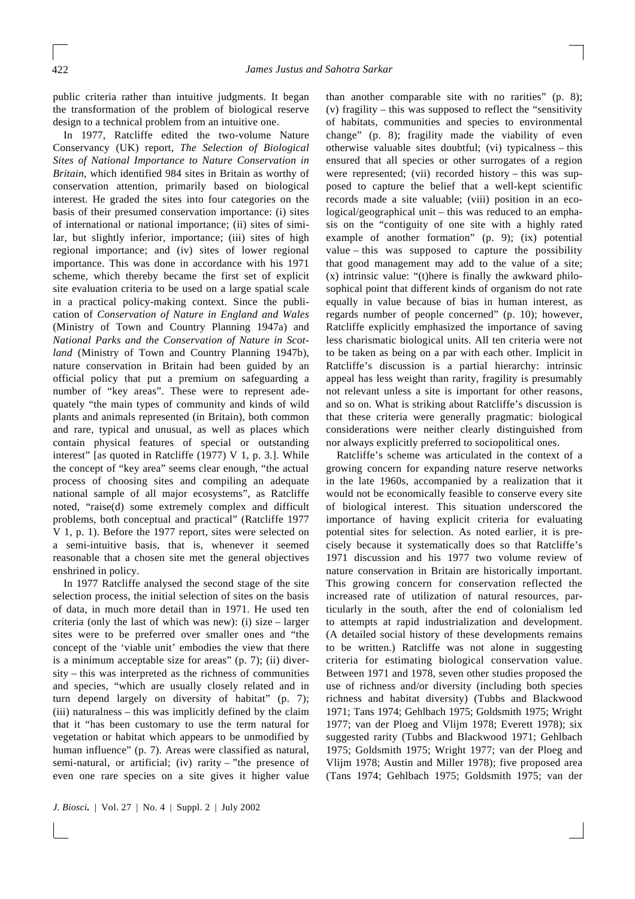public criteria rather than intuitive judgments. It began the transformation of the problem of biological reserve design to a technical problem from an intuitive one.

In 1977, Ratcliffe edited the two-volume Nature Conservancy (UK) report, *The Selection of Biological Sites of National Importance to Nature Conservation in Britain*, which identified 984 sites in Britain as worthy of conservation attention, primarily based on biological interest. He graded the sites into four categories on the basis of their presumed conservation importance: (i) sites of international or national importance; (ii) sites of similar, but slightly inferior, importance; (iii) sites of high regional importance; and (iv) sites of lower regional importance. This was done in accordance with his 1971 scheme, which thereby became the first set of explicit site evaluation criteria to be used on a large spatial scale in a practical policy-making context. Since the publication of *Conservation of Nature in England and Wales* (Ministry of Town and Country Planning 1947a) and *National Parks and the Conservation of Nature in Scotland* (Ministry of Town and Country Planning 1947b), nature conservation in Britain had been guided by an official policy that put a premium on safeguarding a number of "key areas". These were to represent adequately "the main types of community and kinds of wild plants and animals represented (in Britain), both common and rare, typical and unusual, as well as places which contain physical features of special or outstanding interest" [as quoted in Ratcliffe (1977) V 1, p. 3.]. While the concept of "key area" seems clear enough, "the actual process of choosing sites and compiling an adequate national sample of all major ecosystems", as Ratcliffe noted, "raise(d) some extremely complex and difficult problems, both conceptual and practical" (Ratcliffe 1977 V 1, p. 1). Before the 1977 report, sites were selected on a semi-intuitive basis, that is, whenever it seemed reasonable that a chosen site met the general objectives enshrined in policy.

In 1977 Ratcliffe analysed the second stage of the site selection process, the initial selection of sites on the basis of data, in much more detail than in 1971. He used ten criteria (only the last of which was new): (i) size – larger sites were to be preferred over smaller ones and "the concept of the 'viable unit' embodies the view that there is a minimum acceptable size for areas" (p. 7); (ii) diversity – this was interpreted as the richness of communities and species, "which are usually closely related and in turn depend largely on diversity of habitat" (p. 7); (iii) naturalness – this was implicitly defined by the claim that it "has been customary to use the term natural for vegetation or habitat which appears to be unmodified by human influence" (p. 7). Areas were classified as natural, semi-natural, or artificial; (iv) rarity – "the presence of even one rare species on a site gives it higher value than another comparable site with no rarities" (p. 8); (v) fragility – this was supposed to reflect the "sensitivity of habitats, communities and species to environmental change" (p. 8); fragility made the viability of even otherwise valuable sites doubtful; (vi) typicalness – this ensured that all species or other surrogates of a region were represented; (vii) recorded history – this was supposed to capture the belief that a well-kept scientific records made a site valuable; (viii) position in an ecological/geographical unit – this was reduced to an emphasis on the "contiguity of one site with a highly rated example of another formation" (p. 9); (ix) potential value – this was supposed to capture the possibility that good management may add to the value of a site; (x) intrinsic value: "(t)here is finally the awkward philosophical point that different kinds of organism do not rate equally in value because of bias in human interest, as regards number of people concerned" (p. 10); however, Ratcliffe explicitly emphasized the importance of saving less charismatic biological units. All ten criteria were not to be taken as being on a par with each other. Implicit in Ratcliffe's discussion is a partial hierarchy: intrinsic appeal has less weight than rarity, fragility is presumably not relevant unless a site is important for other reasons, and so on. What is striking about Ratcliffe's discussion is that these criteria were generally pragmatic: biological considerations were neither clearly distinguished from nor always explicitly preferred to sociopolitical ones.

Ratcliffe's scheme was articulated in the context of a growing concern for expanding nature reserve networks in the late 1960s, accompanied by a realization that it would not be economically feasible to conserve every site of biological interest. This situation underscored the importance of having explicit criteria for evaluating potential sites for selection. As noted earlier, it is precisely because it systematically does so that Ratcliffe's 1971 discussion and his 1977 two volume review of nature conservation in Britain are historically important. This growing concern for conservation reflected the increased rate of utilization of natural resources, particularly in the south, after the end of colonialism led to attempts at rapid industrialization and development. (A detailed social history of these developments remains to be written.) Ratcliffe was not alone in suggesting criteria for estimating biological conservation value. Between 1971 and 1978, seven other studies proposed the use of richness and/or diversity (including both species richness and habitat diversity) (Tubbs and Blackwood 1971; Tans 1974; Gehlbach 1975; Goldsmith 1975; Wright 1977; van der Ploeg and Vlijm 1978; Everett 1978); six suggested rarity (Tubbs and Blackwood 1971; Gehlbach 1975; Goldsmith 1975; Wright 1977; van der Ploeg and Vlijm 1978; Austin and Miller 1978); five proposed area (Tans 1974; Gehlbach 1975; Goldsmith 1975; van der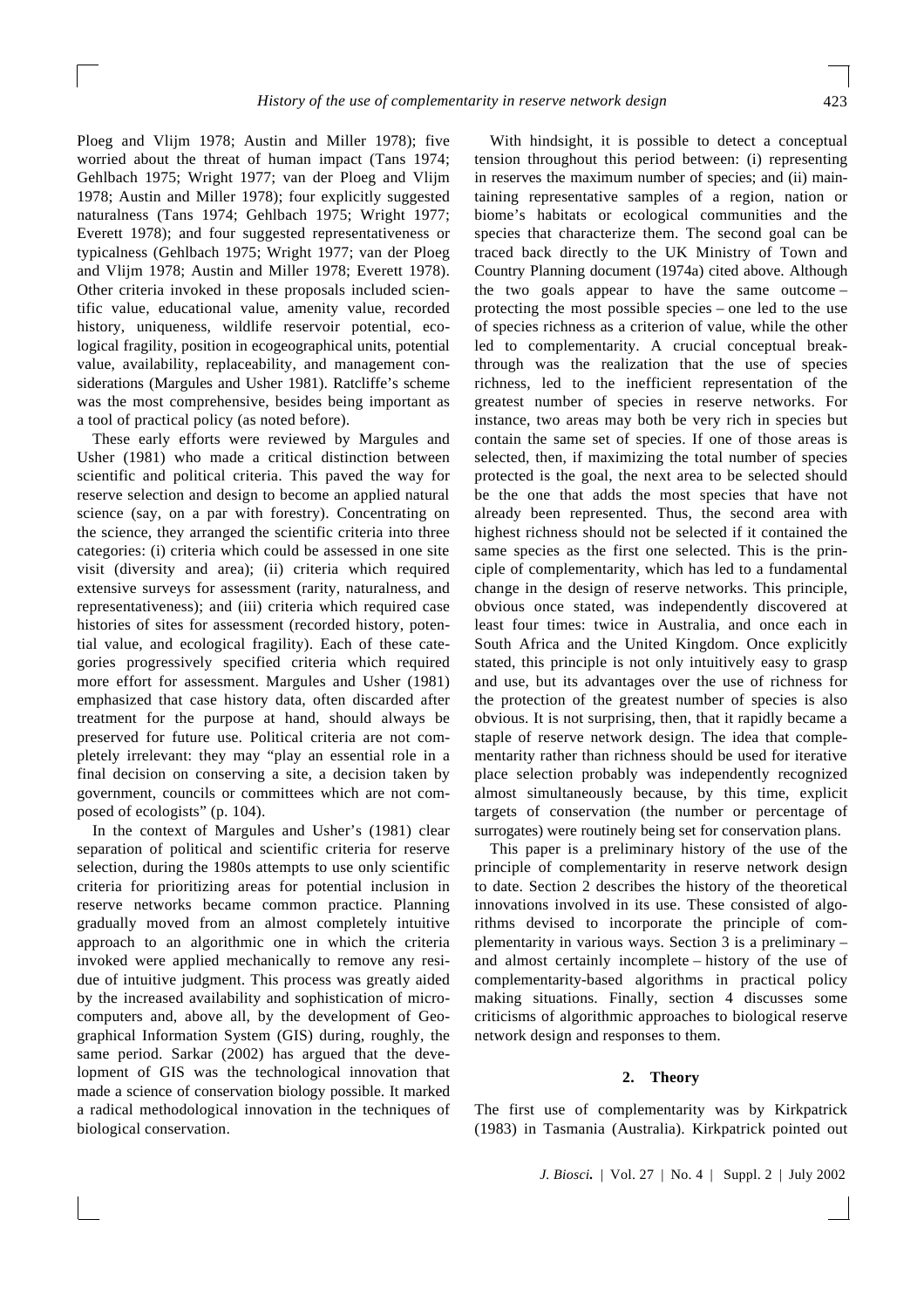Ploeg and Vlijm 1978; Austin and Miller 1978); five worried about the threat of human impact (Tans 1974; Gehlbach 1975; Wright 1977; van der Ploeg and Vlijm 1978; Austin and Miller 1978); four explicitly suggested naturalness (Tans 1974; Gehlbach 1975; Wright 1977; Everett 1978); and four suggested representativeness or typicalness (Gehlbach 1975; Wright 1977; van der Ploeg and Vlijm 1978; Austin and Miller 1978; Everett 1978). Other criteria invoked in these proposals included scientific value, educational value, amenity value, recorded history, uniqueness, wildlife reservoir potential, ecological fragility, position in ecogeographical units, potential value, availability, replaceability, and management considerations (Margules and Usher 1981). Ratcliffe's scheme was the most comprehensive, besides being important as a tool of practical policy (as noted before).

These early efforts were reviewed by Margules and Usher (1981) who made a critical distinction between scientific and political criteria. This paved the way for reserve selection and design to become an applied natural science (say, on a par with forestry). Concentrating on the science, they arranged the scientific criteria into three categories: (i) criteria which could be assessed in one site visit (diversity and area); (ii) criteria which required extensive surveys for assessment (rarity, naturalness, and representativeness); and (iii) criteria which required case histories of sites for assessment (recorded history, potential value, and ecological fragility). Each of these categories progressively specified criteria which required more effort for assessment. Margules and Usher (1981) emphasized that case history data, often discarded after treatment for the purpose at hand, should always be preserved for future use. Political criteria are not completely irrelevant: they may "play an essential role in a final decision on conserving a site, a decision taken by government, councils or committees which are not composed of ecologists" (p. 104).

In the context of Margules and Usher's (1981) clear separation of political and scientific criteria for reserve selection, during the 1980s attempts to use only scientific criteria for prioritizing areas for potential inclusion in reserve networks became common practice. Planning gradually moved from an almost completely intuitive approach to an algorithmic one in which the criteria invoked were applied mechanically to remove any residue of intuitive judgment. This process was greatly aided by the increased availability and sophistication of microcomputers and, above all, by the development of Geographical Information System (GIS) during, roughly, the same period. Sarkar (2002) has argued that the development of GIS was the technological innovation that made a science of conservation biology possible. It marked a radical methodological innovation in the techniques of biological conservation.

With hindsight, it is possible to detect a conceptual tension throughout this period between: (i) representing in reserves the maximum number of species; and (ii) maintaining representative samples of a region, nation or biome's habitats or ecological communities and the species that characterize them. The second goal can be traced back directly to the UK Ministry of Town and Country Planning document (1974a) cited above. Although the two goals appear to have the same outcome – protecting the most possible species – one led to the use of species richness as a criterion of value, while the other led to complementarity. A crucial conceptual breakthrough was the realization that the use of species richness, led to the inefficient representation of the greatest number of species in reserve networks. For instance, two areas may both be very rich in species but contain the same set of species. If one of those areas is selected, then, if maximizing the total number of species protected is the goal, the next area to be selected should be the one that adds the most species that have not already been represented. Thus, the second area with highest richness should not be selected if it contained the same species as the first one selected. This is the principle of complementarity, which has led to a fundamental change in the design of reserve networks. This principle, obvious once stated, was independently discovered at least four times: twice in Australia, and once each in South Africa and the United Kingdom. Once explicitly stated, this principle is not only intuitively easy to grasp and use, but its advantages over the use of richness for the protection of the greatest number of species is also obvious. It is not surprising, then, that it rapidly became a staple of reserve network design. The idea that complementarity rather than richness should be used for iterative place selection probably was independently recognized almost simultaneously because, by this time, explicit targets of conservation (the number or percentage of surrogates) were routinely being set for conservation plans.

This paper is a preliminary history of the use of the principle of complementarity in reserve network design to date. Section 2 describes the history of the theoretical innovations involved in its use. These consisted of algorithms devised to incorporate the principle of complementarity in various ways. Section 3 is a preliminary – and almost certainly incomplete – history of the use of complementarity-based algorithms in practical policy making situations. Finally, section 4 discusses some criticisms of algorithmic approaches to biological reserve network design and responses to them.

## 2. Theory

The first use of complementarity was by Kirkpatrick (1983) in Tasmania (Australia). Kirkpatrick pointed out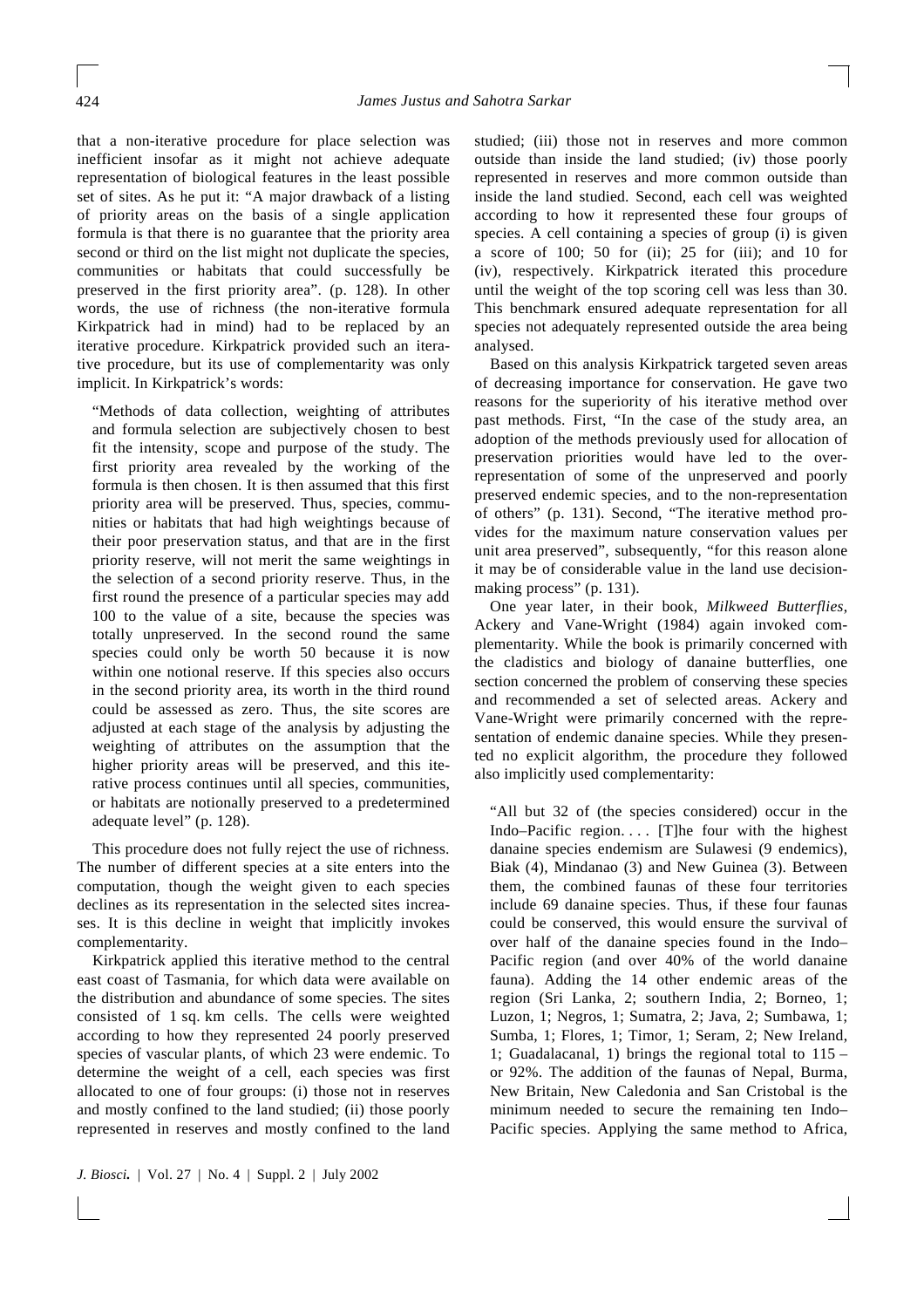that a non-iterative procedure for place selection was inefficient insofar as it might not achieve adequate representation of biological features in the least possible set of sites. As he put it: "A major drawback of a listing of priority areas on the basis of a single application formula is that there is no guarantee that the priority area second or third on the list might not duplicate the species, communities or habitats that could successfully be preserved in the first priority area". (p. 128). In other words, the use of richness (the non-iterative formula Kirkpatrick had in mind) had to be replaced by an iterative procedure. Kirkpatrick provided such an iterative procedure, but its use of complementarity was only implicit. In Kirkpatrick's words:

> "Methods of data collection, weighting of attributes and formula selection are subjectively chosen to best fit the intensity, scope and purpose of the study. The first priority area revealed by the working of the formula is then chosen. It is then assumed that this first priority area will be preserved. Thus, species, communities or habitats that had high weightings because of their poor preservation status, and that are in the first priority reserve, will not merit the same weightings in the selection of a second priority reserve. Thus, in the first round the presence of a particular species may add 100 to the value of a site, because the species was totally unpreserved. In the second round the same species could only be worth 50 because it is now within one notional reserve. If this species also occurs in the second priority area, its worth in the third round could be assessed as zero. Thus, the site scores are adjusted at each stage of the analysis by adjusting the weighting of attributes on the assumption that the higher priority areas will be preserved, and this iterative process continues until all species, communities, or habitats are notionally preserved to a predetermined adequate level" (p. 128).

This procedure does not fully reject the use of richness. The number of different species at a site enters into the computation, though the weight given to each species declines as its representation in the selected sites increases. It is this decline in weight that implicitly invokes complementarity.

Kirkpatrick applied this iterative method to the central east coast of Tasmania, for which data were available on the distribution and abundance of some species. The sites consisted of 1 sq. km cells. The cells were weighted according to how they represented 24 poorly preserved species of vascular plants, of which 23 were endemic. To determine the weight of a cell, each species was first allocated to one of four groups: (i) those not in reserves and mostly confined to the land studied; (ii) those poorly represented in reserves and mostly confined to the land studied; (iii) those not in reserves and more common outside than inside the land studied; (iv) those poorly represented in reserves and more common outside than inside the land studied. Second, each cell was weighted according to how it represented these four groups of species. A cell containing a species of group (i) is given a score of 100; 50 for (ii); 25 for (iii); and 10 for (iv), respectively. Kirkpatrick iterated this procedure until the weight of the top scoring cell was less than 30. This benchmark ensured adequate representation for all species not adequately represented outside the area being analysed.

Based on this analysis Kirkpatrick targeted seven areas of decreasing importance for conservation. He gave two reasons for the superiority of his iterative method over past methods. First, "In the case of the study area, an adoption of the methods previously used for allocation of preservation priorities would have led to the over-representation of some of the unpreserved and poorly preserved endemic species, and to the non-representation of others" (p. 131). Second, "The iterative method provides for the maximum nature conservation values per unit area preserved", subsequently, "for this reason alone it may be of considerable value in the land use decision-making process" (p. 131).

One year later, in their book, *Milkweed Butterflies*, Ackery and Vane-Wright (1984) again invoked complementarity. While the book is primarily concerned with the cladistics and biology of danaine butterflies, one section concerned the problem of conserving these species and recommended a set of selected areas. Ackery and Vane-Wright were primarily concerned with the representation of endemic danaine species. While they presented no explicit algorithm, the procedure they followed also implicitly used complementarity:

> "All but 32 of (the species considered) occur in the Indo–Pacific region. . . . [T]he four with the highest danaine species endemism are Sulawesi (9 endemics), Biak (4), Mindanao (3) and New Guinea (3). Between them, the combined faunas of these four territories include 69 danaine species. Thus, if these four faunas could be conserved, this would ensure the survival of over half of the danaine species found in the Indo–Pacific region (and over 40% of the world danaine fauna). Adding the 14 other endemic areas of the region (Sri Lanka, 2; southern India, 2; Borneo, 1; Luzon, 1; Negros, 1; Sumatra, 2; Java, 2; Sumbawa, 1; Sumba, 1; Flores, 1; Timor, 1; Seram, 2; New Ireland, 1; Guadalacanal, 1) brings the regional total to 115 – or 92%. The addition of the faunas of Nepal, Burma, New Britain, New Caledonia and San Cristobal is the minimum needed to secure the remaining ten Indo–Pacific species. Applying the same method to Africa,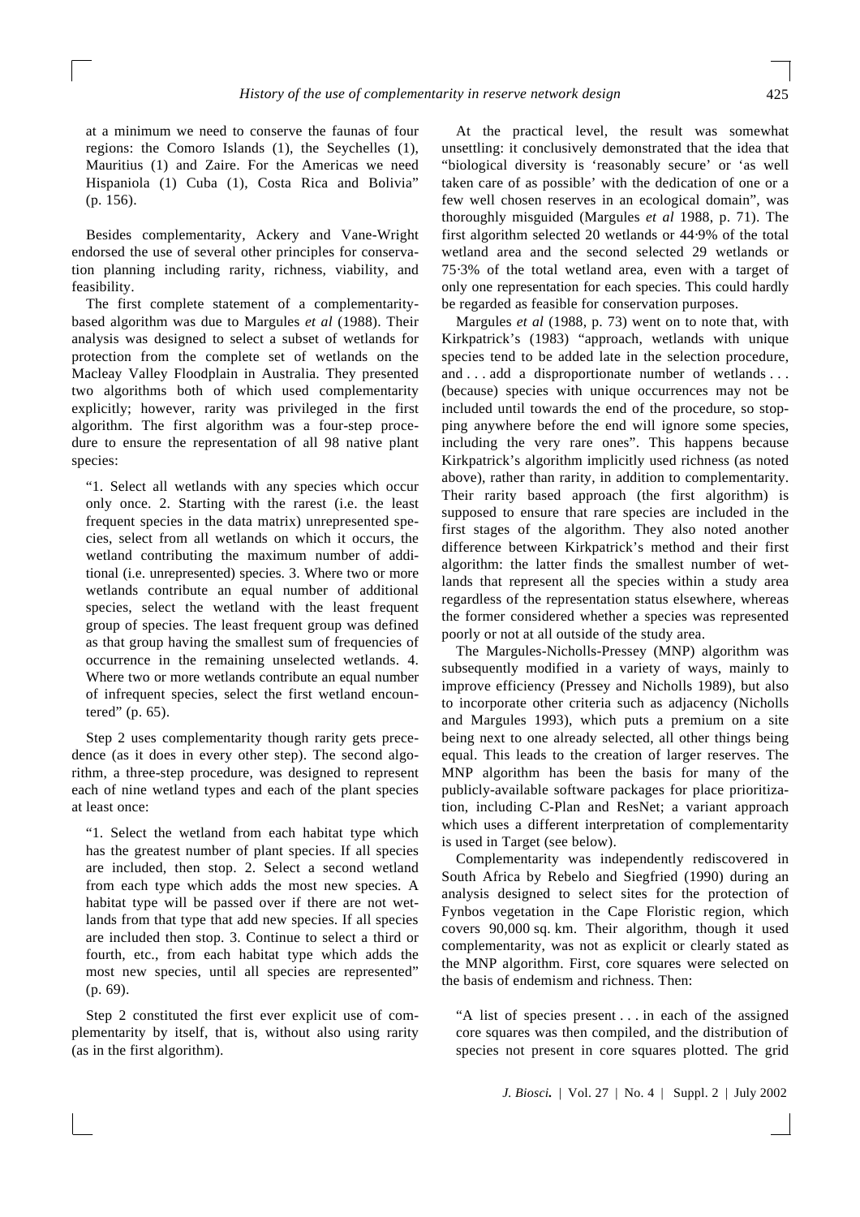at a minimum we need to conserve the faunas of four regions: the Comoro Islands (1), the Seychelles (1), Mauritius (1) and Zaire. For the Americas we need Hispaniola (1) Cuba (1), Costa Rica and Bolivia" (p. 156).

Besides complementarity, Ackery and Vane-Wright endorsed the use of several other principles for conservation planning including rarity, richness, viability, and feasibility.

The first complete statement of a complementarity-based algorithm was due to Margules *et al* (1988). Their analysis was designed to select a subset of wetlands for protection from the complete set of wetlands on the Macleay Valley Floodplain in Australia. They presented two algorithms both of which used complementarity explicitly; however, rarity was privileged in the first algorithm. The first algorithm was a four-step procedure to ensure the representation of all 98 native plant species:

> "1. Select all wetlands with any species which occur only once. 2. Starting with the rarest (i.e. the least frequent species in the data matrix) unrepresented species, select from all wetlands on which it occurs, the wetland contributing the maximum number of additional (i.e. unrepresented) species. 3. Where two or more wetlands contribute an equal number of additional species, select the wetland with the least frequent group of species. The least frequent group was defined as that group having the smallest sum of frequencies of occurrence in the remaining unselected wetlands. 4. Where two or more wetlands contribute an equal number of infrequent species, select the first wetland encountered" (p. 65).

Step 2 uses complementarity though rarity gets precedence (as it does in every other step). The second algorithm, a three-step procedure, was designed to represent each of nine wetland types and each of the plant species at least once:

> "1. Select the wetland from each habitat type which has the greatest number of plant species. If all species are included, then stop. 2. Select a second wetland from each type which adds the most new species. A habitat type will be passed over if there are not wetlands from that type that add new species. If all species are included then stop. 3. Continue to select a third or fourth, etc., from each habitat type which adds the most new species, until all species are represented" (p. 69).

Step 2 constituted the first ever explicit use of complementarity by itself, that is, without also using rarity (as in the first algorithm).

At the practical level, the result was somewhat unsettling: it conclusively demonstrated that the idea that "biological diversity is 'reasonably secure' or 'as well taken care of as possible' with the dedication of one or a few well chosen reserves in an ecological domain", was thoroughly misguided (Margules *et al* 1988, p. 71). The first algorithm selected 20 wetlands or 44·9% of the total wetland area and the second selected 29 wetlands or 75·3% of the total wetland area, even with a target of only one representation for each species. This could hardly be regarded as feasible for conservation purposes.

Margules *et al* (1988, p. 73) went on to note that, with Kirkpatrick's (1983) "approach, wetlands with unique species tend to be added late in the selection procedure, and . . . add a disproportionate number of wetlands . . . (because) species with unique occurrences may not be included until towards the end of the procedure, so stopping anywhere before the end will ignore some species, including the very rare ones". This happens because Kirkpatrick's algorithm implicitly used richness (as noted above), rather than rarity, in addition to complementarity. Their rarity based approach (the first algorithm) is supposed to ensure that rare species are included in the first stages of the algorithm. They also noted another difference between Kirkpatrick's method and their first algorithm: the latter finds the smallest number of wetlands that represent all the species within a study area regardless of the representation status elsewhere, whereas the former considered whether a species was represented poorly or not at all outside of the study area.

The Margules-Nicholls-Pressey (MNP) algorithm was subsequently modified in a variety of ways, mainly to improve efficiency (Pressey and Nicholls 1989), but also to incorporate other criteria such as adjacency (Nicholls and Margules 1993), which puts a premium on a site being next to one already selected, all other things being equal. This leads to the creation of larger reserves. The MNP algorithm has been the basis for many of the publicly-available software packages for place prioritization, including C-Plan and ResNet; a variant approach which uses a different interpretation of complementarity is used in Target (see below).

Complementarity was independently rediscovered in South Africa by Rebelo and Siegfried (1990) during an analysis designed to select sites for the protection of Fynbos vegetation in the Cape Floristic region, which covers 90,000 sq. km. Their algorithm, though it used complementarity, was not as explicit or clearly stated as the MNP algorithm. First, core squares were selected on the basis of endemism and richness. Then:

> "A list of species present . . . in each of the assigned core squares was then compiled, and the distribution of species not present in core squares plotted. The grid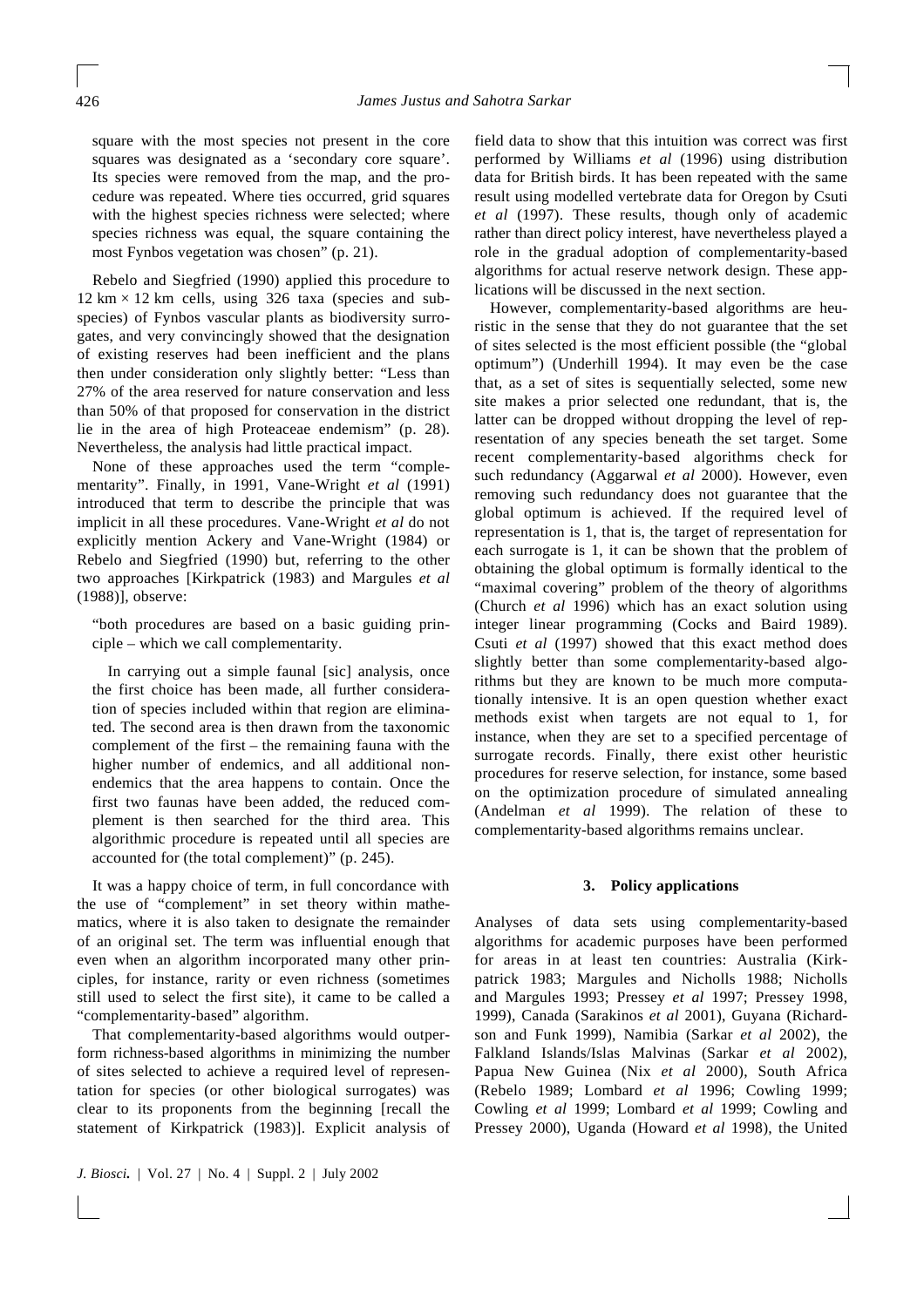square with the most species not present in the core squares was designated as a 'secondary core square'. Its species were removed from the map, and the procedure was repeated. Where ties occurred, grid squares with the highest species richness were selected; where species richness was equal, the square containing the most Fynbos vegetation was chosen" (p. 21).

Rebelo and Siegfried (1990) applied this procedure to 12 km × 12 km cells, using 326 taxa (species and subspecies) of Fynbos vascular plants as biodiversity surrogates, and very convincingly showed that the designation of existing reserves had been inefficient and the plans then under consideration only slightly better: "Less than 27% of the area reserved for nature conservation and less than 50% of that proposed for conservation in the district lie in the area of high Proteaceae endemism" (p. 28). Nevertheless, the analysis had little practical impact.

None of these approaches used the term "complementarity". Finally, in 1991, Vane-Wright *et al* (1991) introduced that term to describe the principle that was implicit in all these procedures. Vane-Wright *et al* do not explicitly mention Ackery and Vane-Wright (1984) or Rebelo and Siegfried (1990) but, referring to the other two approaches [Kirkpatrick (1983) and Margules *et al* (1988)], observe:

> "both procedures are based on a basic guiding principle – which we call complementarity.
>
> In carrying out a simple faunal [sic] analysis, once the first choice has been made, all further consideration of species included within that region are eliminated. The second area is then drawn from the taxonomic complement of the first – the remaining fauna with the higher number of endemics, and all additional non-endemics that the area happens to contain. Once the first two faunas have been added, the reduced complement is then searched for the third area. This algorithmic procedure is repeated until all species are accounted for (the total complement)" (p. 245).

It was a happy choice of term, in full concordance with the use of "complement" in set theory within mathematics, where it is also taken to designate the remainder of an original set. The term was influential enough that even when an algorithm incorporated many other principles, for instance, rarity or even richness (sometimes still used to select the first site), it came to be called a "complementarity-based" algorithm.

That complementarity-based algorithms would outperform richness-based algorithms in minimizing the number of sites selected to achieve a required level of representation for species (or other biological surrogates) was clear to its proponents from the beginning [recall the statement of Kirkpatrick (1983)]. Explicit analysis of field data to show that this intuition was correct was first performed by Williams *et al* (1996) using distribution data for British birds. It has been repeated with the same result using modelled vertebrate data for Oregon by Csuti *et al* (1997). These results, though only of academic rather than direct policy interest, have nevertheless played a role in the gradual adoption of complementarity-based algorithms for actual reserve network design. These applications will be discussed in the next section.

However, complementarity-based algorithms are heuristic in the sense that they do not guarantee that the set of sites selected is the most efficient possible (the "global optimum") (Underhill 1994). It may even be the case that, as a set of sites is sequentially selected, some new site makes a prior selected one redundant, that is, the latter can be dropped without dropping the level of representation of any species beneath the set target. Some recent complementarity-based algorithms check for such redundancy (Aggarwal *et al* 2000). However, even removing such redundancy does not guarantee that the global optimum is achieved. If the required level of representation is 1, that is, the target of representation for each surrogate is 1, it can be shown that the problem of obtaining the global optimum is formally identical to the "maximal covering" problem of the theory of algorithms (Church *et al* 1996) which has an exact solution using integer linear programming (Cocks and Baird 1989). Csuti *et al* (1997) showed that this exact method does slightly better than some complementarity-based algorithms but they are known to be much more computationally intensive. It is an open question whether exact methods exist when targets are not equal to 1, for instance, when they are set to a specified percentage of surrogate records. Finally, there exist other heuristic procedures for reserve selection, for instance, some based on the optimization procedure of simulated annealing (Andelman *et al* 1999). The relation of these to complementarity-based algorithms remains unclear.

## 3. Policy applications

Analyses of data sets using complementarity-based algorithms for academic purposes have been performed for areas in at least ten countries: Australia (Kirkpatrick 1983; Margules and Nicholls 1988; Nicholls and Margules 1993; Pressey *et al* 1997; Pressey 1998, 1999), Canada (Sarakinos *et al* 2001), Guyana (Richardson and Funk 1999), Namibia (Sarkar *et al* 2002), the Falkland Islands/Islas Malvinas (Sarkar *et al* 2002), Papua New Guinea (Nix *et al* 2000), South Africa (Rebelo 1989; Lombard *et al* 1996; Cowling 1999; Cowling *et al* 1999; Lombard *et al* 1999; Cowling and Pressey 2000), Uganda (Howard *et al* 1998), the United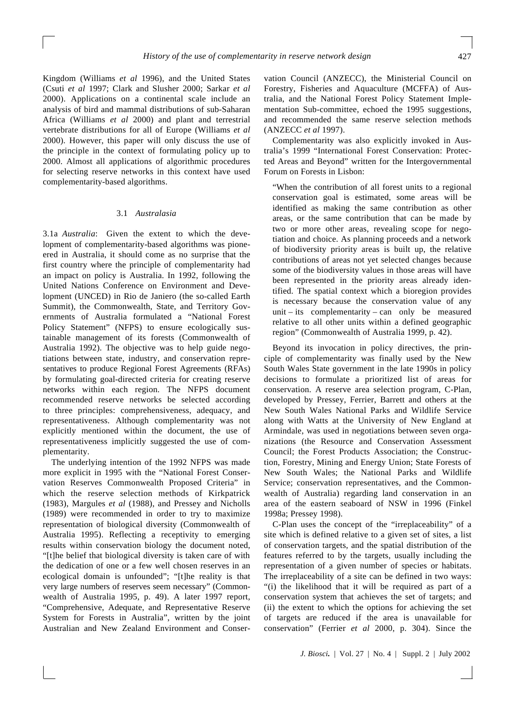Kingdom (Williams *et al* 1996), and the United States (Csuti *et al* 1997; Clark and Slusher 2000; Sarkar *et al* 2000). Applications on a continental scale include an analysis of bird and mammal distributions of sub-Saharan Africa (Williams *et al* 2000) and plant and terrestrial vertebrate distributions for all of Europe (Williams *et al* 2000). However, this paper will only discuss the use of the principle in the context of formulating policy up to 2000. Almost all applications of algorithmic procedures for selecting reserve networks in this context have used complementarity-based algorithms.

### 3.1 *Australasia*

3.1a *Australia*: Given the extent to which the development of complementarity-based algorithms was pioneered in Australia, it should come as no surprise that the first country where the principle of complementarity had an impact on policy is Australia. In 1992, following the United Nations Conference on Environment and Development (UNCED) in Rio de Janiero (the so-called Earth Summit), the Commonwealth, State, and Territory Governments of Australia formulated a "National Forest Policy Statement" (NFPS) to ensure ecologically sustainable management of its forests (Commonwealth of Australia 1992). The objective was to help guide negotiations between state, industry, and conservation representatives to produce Regional Forest Agreements (RFAs) by formulating goal-directed criteria for creating reserve networks within each region. The NFPS document recommended reserve networks be selected according to three principles: comprehensiveness, adequacy, and representativeness. Although complementarity was not explicitly mentioned within the document, the use of representativeness implicitly suggested the use of complementarity.

The underlying intention of the 1992 NFPS was made more explicit in 1995 with the "National Forest Conservation Reserves Commonwealth Proposed Criteria" in which the reserve selection methods of Kirkpatrick (1983), Margules *et al* (1988), and Pressey and Nicholls (1989) were recommended in order to try to maximize representation of biological diversity (Commonwealth of Australia 1995). Reflecting a receptivity to emerging results within conservation biology the document noted, "[t]he belief that biological diversity is taken care of with the dedication of one or a few well chosen reserves in an ecological domain is unfounded"; "[t]he reality is that very large numbers of reserves seem necessary" (Commonwealth of Australia 1995, p. 49). A later 1997 report, "Comprehensive, Adequate, and Representative Reserve System for Forests in Australia", written by the joint Australian and New Zealand Environment and Conservation Council (ANZECC), the Ministerial Council on Forestry, Fisheries and Aquaculture (MCFFA) of Australia, and the National Forest Policy Statement Implementation Sub-committee, echoed the 1995 suggestions, and recommended the same reserve selection methods (ANZECC *et al* 1997).

Complementarity was also explicitly invoked in Australia's 1999 "International Forest Conservation: Protected Areas and Beyond" written for the Intergovernmental Forum on Forests in Lisbon:

> "When the contribution of all forest units to a regional conservation goal is estimated, some areas will be identified as making the same contribution as other areas, or the same contribution that can be made by two or more other areas, revealing scope for negotiation and choice. As planning proceeds and a network of biodiversity priority areas is built up, the relative contributions of areas not yet selected changes because some of the biodiversity values in those areas will have been represented in the priority areas already identified. The spatial context which a bioregion provides is necessary because the conservation value of any unit – its complementarity – can only be measured relative to all other units within a defined geographic region" (Commonwealth of Australia 1999, p. 42).

Beyond its invocation in policy directives, the principle of complementarity was finally used by the New South Wales State government in the late 1990s in policy decisions to formulate a prioritized list of areas for conservation. A reserve area selection program, C-Plan, developed by Pressey, Ferrier, Barrett and others at the New South Wales National Parks and Wildlife Service along with Watts at the University of New England at Armindale, was used in negotiations between seven organizations (the Resource and Conservation Assessment Council; the Forest Products Association; the Construction, Forestry, Mining and Energy Union; State Forests of New South Wales; the National Parks and Wildlife Service; conservation representatives, and the Commonwealth of Australia) regarding land conservation in an area of the eastern seaboard of NSW in 1996 (Finkel 1998a; Pressey 1998).

C-Plan uses the concept of the "irreplaceability" of a site which is defined relative to a given set of sites, a list of conservation targets, and the spatial distribution of the features referred to by the targets, usually including the representation of a given number of species or habitats. The irreplaceability of a site can be defined in two ways: "(i) the likelihood that it will be required as part of a conservation system that achieves the set of targets; and (ii) the extent to which the options for achieving the set of targets are reduced if the area is unavailable for conservation" (Ferrier *et al* 2000, p. 304). Since the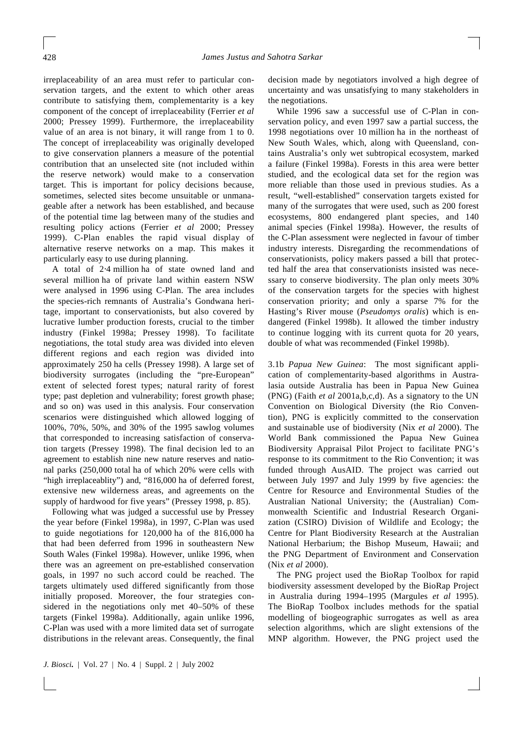irreplaceability of an area must refer to particular conservation targets, and the extent to which other areas contribute to satisfying them, complementarity is a key component of the concept of irreplaceability (Ferrier *et al* 2000; Pressey 1999). Furthermore, the irreplaceability value of an area is not binary, it will range from 1 to 0. The concept of irreplaceability was originally developed to give conservation planners a measure of the potential contribution that an unselected site (not included within the reserve network) would make to a conservation target. This is important for policy decisions because, sometimes, selected sites become unsuitable or unmanageable after a network has been established, and because of the potential time lag between many of the studies and resulting policy actions (Ferrier *et al* 2000; Pressey 1999). C-Plan enables the rapid visual display of alternative reserve networks on a map. This makes it particularly easy to use during planning.

A total of 2·4 million ha of state owned land and several million ha of private land within eastern NSW were analysed in 1996 using C-Plan. The area includes the species-rich remnants of Australia's Gondwana heritage, important to conservationists, but also covered by lucrative lumber production forests, crucial to the timber industry (Finkel 1998a; Pressey 1998). To facilitate negotiations, the total study area was divided into eleven different regions and each region was divided into approximately 250 ha cells (Pressey 1998). A large set of biodiversity surrogates (including the "pre-European" extent of selected forest types; natural rarity of forest type; past depletion and vulnerability; forest growth phase; and so on) was used in this analysis. Four conservation scenarios were distinguished which allowed logging of 100%, 70%, 50%, and 30% of the 1995 sawlog volumes that corresponded to increasing satisfaction of conservation targets (Pressey 1998). The final decision led to an agreement to establish nine new nature reserves and national parks (250,000 total ha of which 20% were cells with "high irreplaceablity") and, "816,000 ha of deferred forest, extensive new wilderness areas, and agreements on the supply of hardwood for five years" (Pressey 1998, p. 85).

Following what was judged a successful use by Pressey the year before (Finkel 1998a), in 1997, C-Plan was used to guide negotiations for 120,000 ha of the 816,000 ha that had been deferred from 1996 in southeastern New South Wales (Finkel 1998a). However, unlike 1996, when there was an agreement on pre-established conservation goals, in 1997 no such accord could be reached. The targets ultimately used differed significantly from those initially proposed. Moreover, the four strategies considered in the negotiations only met 40–50% of these targets (Finkel 1998a). Additionally, again unlike 1996, C-Plan was used with a more limited data set of surrogate distributions in the relevant areas. Consequently, the final decision made by negotiators involved a high degree of uncertainty and was unsatisfying to many stakeholders in the negotiations.

While 1996 saw a successful use of C-Plan in conservation policy, and even 1997 saw a partial success, the 1998 negotiations over 10 million ha in the northeast of New South Wales, which, along with Queensland, contains Australia's only wet subtropical ecosystem, marked a failure (Finkel 1998a). Forests in this area were better studied, and the ecological data set for the region was more reliable than those used in previous studies. As a result, "well-established" conservation targets existed for many of the surrogates that were used, such as 200 forest ecosystems, 800 endangered plant species, and 140 animal species (Finkel 1998a). However, the results of the C-Plan assessment were neglected in favour of timber industry interests. Disregarding the recommendations of conservationists, policy makers passed a bill that protected half the area that conservationists insisted was necessary to conserve biodiversity. The plan only meets 30% of the conservation targets for the species with highest conservation priority; and only a sparse 7% for the Hasting's River mouse (*Pseudomys oralis*) which is endangered (Finkel 1998b). It allowed the timber industry to continue logging with its current quota for 20 years, double of what was recommended (Finkel 1998b).

3.1b *Papua New Guinea*: The most significant application of complementarity-based algorithms in Australasia outside Australia has been in Papua New Guinea (PNG) (Faith *et al* 2001a,b,c,d). As a signatory to the UN Convention on Biological Diversity (the Rio Convention), PNG is explicitly committed to the conservation and sustainable use of biodiversity (Nix *et al* 2000). The World Bank commissioned the Papua New Guinea Biodiversity Appraisal Pilot Project to facilitate PNG's response to its commitment to the Rio Convention; it was funded through AusAID. The project was carried out between July 1997 and July 1999 by five agencies: the Centre for Resource and Environmental Studies of the Australian National University; the (Australian) Commonwealth Scientific and Industrial Research Organization (CSIRO) Division of Wildlife and Ecology; the Centre for Plant Biodiversity Research at the Australian National Herbarium; the Bishop Museum, Hawaii; and the PNG Department of Environment and Conservation (Nix *et al* 2000).

The PNG project used the BioRap Toolbox for rapid biodiversity assessment developed by the BioRap Project in Australia during 1994–1995 (Margules *et al* 1995). The BioRap Toolbox includes methods for the spatial modelling of biogeographic surrogates as well as area selection algorithms, which are slight extensions of the MNP algorithm. However, the PNG project used the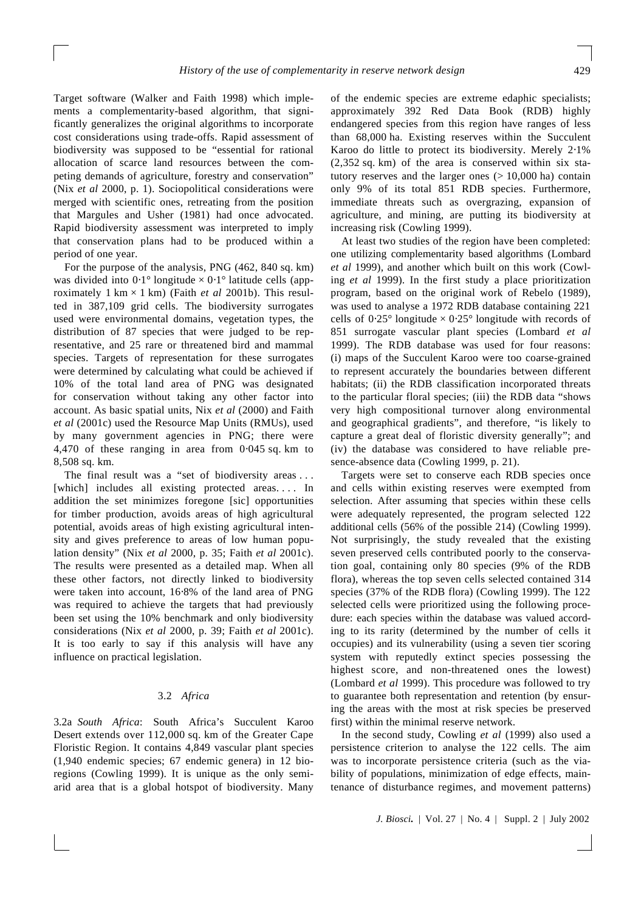Target software (Walker and Faith 1998) which implements a complementarity-based algorithm, that significantly generalizes the original algorithms to incorporate cost considerations using trade-offs. Rapid assessment of biodiversity was supposed to be "essential for rational allocation of scarce land resources between the competing demands of agriculture, forestry and conservation" (Nix *et al* 2000, p. 1). Sociopolitical considerations were merged with scientific ones, retreating from the position that Margules and Usher (1981) had once advocated. Rapid biodiversity assessment was interpreted to imply that conservation plans had to be produced within a period of one year.

For the purpose of the analysis, PNG (462, 840 sq. km) was divided into 0·1° longitude × 0·1° latitude cells (approximately 1 km × 1 km) (Faith *et al* 2001b). This resulted in 387,109 grid cells. The biodiversity surrogates used were environmental domains, vegetation types, the distribution of 87 species that were judged to be representative, and 25 rare or threatened bird and mammal species. Targets of representation for these surrogates were determined by calculating what could be achieved if 10% of the total land area of PNG was designated for conservation without taking any other factor into account. As basic spatial units, Nix *et al* (2000) and Faith *et al* (2001c) used the Resource Map Units (RMUs), used by many government agencies in PNG; there were 4,470 of these ranging in area from 0·045 sq. km to 8,508 sq. km.

The final result was a "set of biodiversity areas . . . [which] includes all existing protected areas. . . . In addition the set minimizes foregone [sic] opportunities for timber production, avoids areas of high agricultural potential, avoids areas of high existing agricultural intensity and gives preference to areas of low human population density" (Nix *et al* 2000, p. 35; Faith *et al* 2001c). The results were presented as a detailed map. When all these other factors, not directly linked to biodiversity were taken into account, 16·8% of the land area of PNG was required to achieve the targets that had previously been set using the 10% benchmark and only biodiversity considerations (Nix *et al* 2000, p. 39; Faith *et al* 2001c). It is too early to say if this analysis will have any influence on practical legislation.

### 3.2 *Africa*

3.2a *South Africa*: South Africa's Succulent Karoo Desert extends over 112,000 sq. km of the Greater Cape Floristic Region. It contains 4,849 vascular plant species (1,940 endemic species; 67 endemic genera) in 12 bioregions (Cowling 1999). It is unique as the only semi-arid area that is a global hotspot of biodiversity. Many of the endemic species are extreme edaphic specialists; approximately 392 Red Data Book (RDB) highly endangered species from this region have ranges of less than 68,000 ha. Existing reserves within the Succulent Karoo do little to protect its biodiversity. Merely 2·1% (2,352 sq. km) of the area is conserved within six statutory reserves and the larger ones (> 10,000 ha) contain only 9% of its total 851 RDB species. Furthermore, immediate threats such as overgrazing, expansion of agriculture, and mining, are putting its biodiversity at increasing risk (Cowling 1999).

At least two studies of the region have been completed: one utilizing complementarity based algorithms (Lombard *et al* 1999), and another which built on this work (Cowling *et al* 1999). In the first study a place prioritization program, based on the original work of Rebelo (1989), was used to analyse a 1972 RDB database containing 221 cells of 0·25° longitude × 0·25° longitude with records of 851 surrogate vascular plant species (Lombard *et al* 1999). The RDB database was used for four reasons: (i) maps of the Succulent Karoo were too coarse-grained to represent accurately the boundaries between different habitats; (ii) the RDB classification incorporated threats to the particular floral species; (iii) the RDB data "shows very high compositional turnover along environmental and geographical gradients", and therefore, "is likely to capture a great deal of floristic diversity generally"; and (iv) the database was considered to have reliable presence-absence data (Cowling 1999, p. 21).

Targets were set to conserve each RDB species once and cells within existing reserves were exempted from selection. After assuming that species within these cells were adequately represented, the program selected 122 additional cells (56% of the possible 214) (Cowling 1999). Not surprisingly, the study revealed that the existing seven preserved cells contributed poorly to the conservation goal, containing only 80 species (9% of the RDB flora), whereas the top seven cells selected contained 314 species (37% of the RDB flora) (Cowling 1999). The 122 selected cells were prioritized using the following procedure: each species within the database was valued according to its rarity (determined by the number of cells it occupies) and its vulnerability (using a seven tier scoring system with reputedly extinct species possessing the highest score, and non-threatened ones the lowest) (Lombard *et al* 1999). This procedure was followed to try to guarantee both representation and retention (by ensuring the areas with the most at risk species be preserved first) within the minimal reserve network.

In the second study, Cowling *et al* (1999) also used a persistence criterion to analyse the 122 cells. The aim was to incorporate persistence criteria (such as the viability of populations, minimization of edge effects, maintenance of disturbance regimes, and movement patterns)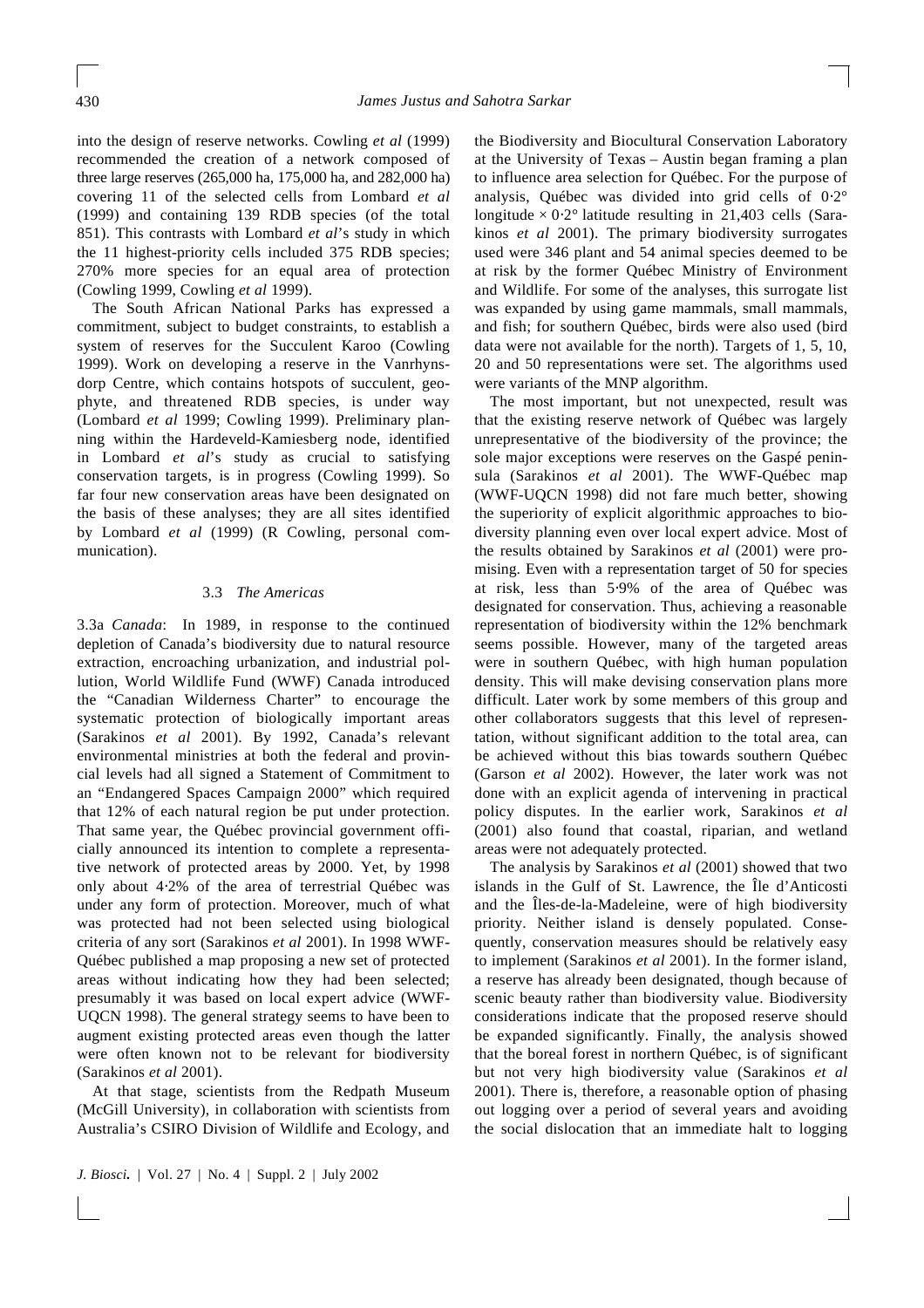into the design of reserve networks. Cowling *et al* (1999) recommended the creation of a network composed of three large reserves (265,000 ha, 175,000 ha, and 282,000 ha) covering 11 of the selected cells from Lombard *et al* (1999) and containing 139 RDB species (of the total 851). This contrasts with Lombard *et al*'s study in which the 11 highest-priority cells included 375 RDB species; 270% more species for an equal area of protection (Cowling 1999, Cowling *et al* 1999).

The South African National Parks has expressed a commitment, subject to budget constraints, to establish a system of reserves for the Succulent Karoo (Cowling 1999). Work on developing a reserve in the Vanrhynsdorp Centre, which contains hotspots of succulent, geophyte, and threatened RDB species, is under way (Lombard *et al* 1999; Cowling 1999). Preliminary planning within the Hardeveld-Kamiesberg node, identified in Lombard *et al*'s study as crucial to satisfying conservation targets, is in progress (Cowling 1999). So far four new conservation areas have been designated on the basis of these analyses; they are all sites identified by Lombard *et al* (1999) (R Cowling, personal communication).

### 3.3 *The Americas*

3.3a *Canada*: In 1989, in response to the continued depletion of Canada's biodiversity due to natural resource extraction, encroaching urbanization, and industrial pollution, World Wildlife Fund (WWF) Canada introduced the "Canadian Wilderness Charter" to encourage the systematic protection of biologically important areas (Sarakinos *et al* 2001). By 1992, Canada's relevant environmental ministries at both the federal and provincial levels had all signed a Statement of Commitment to an "Endangered Spaces Campaign 2000" which required that 12% of each natural region be put under protection. That same year, the Québec provincial government officially announced its intention to complete a representative network of protected areas by 2000. Yet, by 1998 only about 4·2% of the area of terrestrial Québec was under any form of protection. Moreover, much of what was protected had not been selected using biological criteria of any sort (Sarakinos *et al* 2001). In 1998 WWF-Québec published a map proposing a new set of protected areas without indicating how they had been selected; presumably it was based on local expert advice (WWF-UQCN 1998). The general strategy seems to have been to augment existing protected areas even though the latter were often known not to be relevant for biodiversity (Sarakinos *et al* 2001).

At that stage, scientists from the Redpath Museum (McGill University), in collaboration with scientists from Australia's CSIRO Division of Wildlife and Ecology, and the Biodiversity and Biocultural Conservation Laboratory at the University of Texas – Austin began framing a plan to influence area selection for Québec. For the purpose of analysis, Québec was divided into grid cells of 0·2° longitude × 0·2° latitude resulting in 21,403 cells (Sarakinos *et al* 2001). The primary biodiversity surrogates used were 346 plant and 54 animal species deemed to be at risk by the former Québec Ministry of Environment and Wildlife. For some of the analyses, this surrogate list was expanded by using game mammals, small mammals, and fish; for southern Québec, birds were also used (bird data were not available for the north). Targets of 1, 5, 10, 20 and 50 representations were set. The algorithms used were variants of the MNP algorithm.

The most important, but not unexpected, result was that the existing reserve network of Québec was largely unrepresentative of the biodiversity of the province; the sole major exceptions were reserves on the Gaspé peninsula (Sarakinos *et al* 2001). The WWF-Québec map (WWF-UQCN 1998) did not fare much better, showing the superiority of explicit algorithmic approaches to biodiversity planning even over local expert advice. Most of the results obtained by Sarakinos *et al* (2001) were promising. Even with a representation target of 50 for species at risk, less than 5·9% of the area of Québec was designated for conservation. Thus, achieving a reasonable representation of biodiversity within the 12% benchmark seems possible. However, many of the targeted areas were in southern Québec, with high human population density. This will make devising conservation plans more difficult. Later work by some members of this group and other collaborators suggests that this level of representation, without significant addition to the total area, can be achieved without this bias towards southern Québec (Garson *et al* 2002). However, the later work was not done with an explicit agenda of intervening in practical policy disputes. In the earlier work, Sarakinos *et al* (2001) also found that coastal, riparian, and wetland areas were not adequately protected.

The analysis by Sarakinos *et al* (2001) showed that two islands in the Gulf of St. Lawrence, the Île d'Anticosti and the Îles-de-la-Madeleine, were of high biodiversity priority. Neither island is densely populated. Consequently, conservation measures should be relatively easy to implement (Sarakinos *et al* 2001). In the former island, a reserve has already been designated, though because of scenic beauty rather than biodiversity value. Biodiversity considerations indicate that the proposed reserve should be expanded significantly. Finally, the analysis showed that the boreal forest in northern Québec, is of significant but not very high biodiversity value (Sarakinos *et al* 2001). There is, therefore, a reasonable option of phasing out logging over a period of several years and avoiding the social dislocation that an immediate halt to logging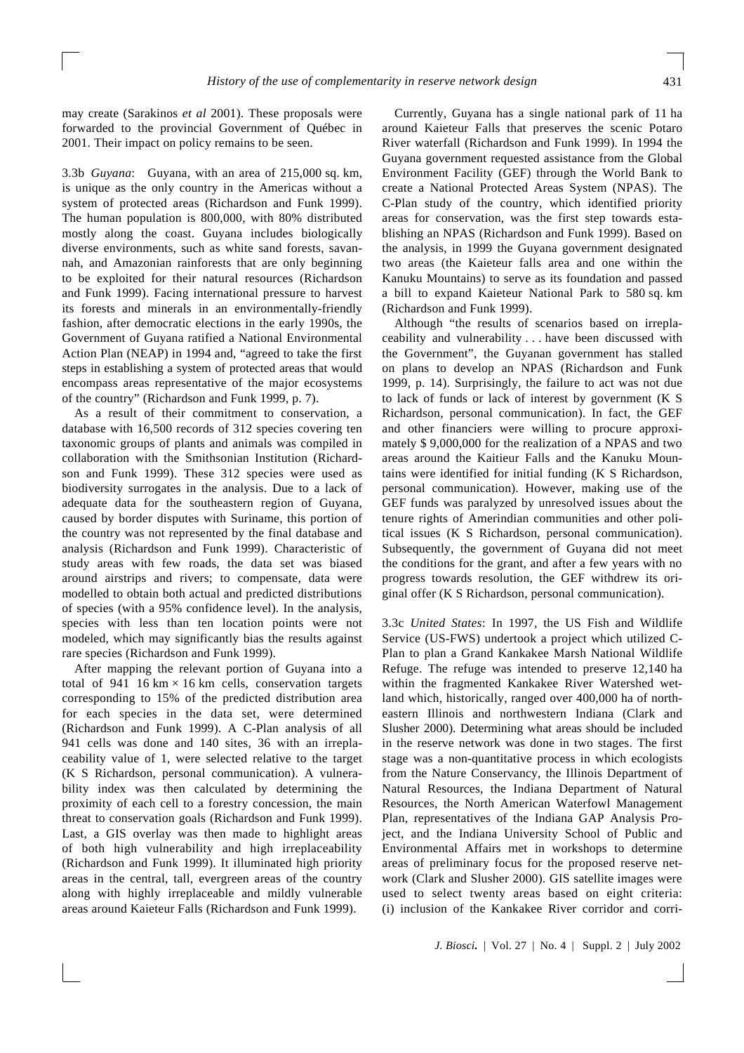may create (Sarakinos *et al* 2001). These proposals were forwarded to the provincial Government of Québec in 2001. Their impact on policy remains to be seen.

3.3b *Guyana*: Guyana, with an area of 215,000 sq. km, is unique as the only country in the Americas without a system of protected areas (Richardson and Funk 1999). The human population is 800,000, with 80% distributed mostly along the coast. Guyana includes biologically diverse environments, such as white sand forests, savannah, and Amazonian rainforest that are only beginning to be exploited for their natural resources (Richardson and Funk 1999). Facing international pressure to harvest its forests and minerals in an environmentally-friendly fashion, after democratic elections in the early 1990s, the Government of Guyana ratified a National Environmental Action Plan (NEAP) in 1994 and, "agreed to take the first steps in establishing a system of protected areas that would encompass areas representative of the major ecosystems of the country" (Richardson and Funk 1999, p. 7).

As a result of their commitment to conservation, a database with 16,500 records of 312 species covering ten taxonomic groups of plants and animals was compiled in collaboration with the Smithsonian Institution (Richardson and Funk 1999). These 312 species were used as biodiversity surrogates in the analysis. Due to a lack of adequate data for the southeastern region of Guyana, caused by border disputes with Suriname, this portion of the country was not represented by the final database and analysis (Richardson and Funk 1999). Characteristic of study areas with few roads, the data set was biased around airstrips and rivers; to compensate, data were modelled to obtain both actual and predicted distributions of species (with a 95% confidence level). In the analysis, species with less than ten location points were not modeled, which may significantly bias the results against rare species (Richardson and Funk 1999).

After mapping the relevant portion of Guyana into a total of 941 16 km × 16 km cells, conservation targets corresponding to 15% of the predicted distribution area for each species in the data set, were determined (Richardson and Funk 1999). A C-Plan analysis of all 941 cells was done and 140 sites, 36 with an irreplaceability value of 1, were selected relative to the target (K S Richardson, personal communication). A vulnerability index was then calculated by determining the proximity of each cell to a forestry concession, the main threat to conservation goals (Richardson and Funk 1999). Last, a GIS overlay was then made to highlight areas of both high vulnerability and high irreplaceability (Richardson and Funk 1999). It illuminated high priority areas in the central, tall, evergreen areas of the country along with highly irreplaceable and mildly vulnerable areas around Kaieteur Falls (Richardson and Funk 1999).

Currently, Guyana has a single national park of 11 ha around Kaieteur Falls that preserves the scenic Potaro River waterfall (Richardson and Funk 1999). In 1994 the Guyana government requested assistance from the Global Environment Facility (GEF) through the World Bank to create a National Protected Areas System (NPAS). The C-Plan study of the country, which identified priority areas for conservation, was the first step towards establishing an NPAS (Richardson and Funk 1999). Based on the analysis, in 1999 the Guyana government designated two areas (the Kaieteur falls area and one within the Kanuku Mountains) to serve as its foundation and passed a bill to expand Kaieteur National Park to 580 sq. km (Richardson and Funk 1999).

Although "the results of scenarios based on irreplaceability and vulnerability . . . have been discussed with the Government", the Guyanan government has stalled on plans to develop an NPAS (Richardson and Funk 1999, p. 14). Surprisingly, the failure to act was not due to lack of funds or lack of interest by government (K S Richardson, personal communication). In fact, the GEF and other financiers were willing to procure approximately \$ 9,000,000 for the realization of a NPAS and two areas around the Kaitieur Falls and the Kanuku Mountains were identified for initial funding (K S Richardson, personal communication). However, making use of the GEF funds was paralyzed by unresolved issues about the tenure rights of Amerindian communities and other political issues (K S Richardson, personal communication). Subsequently, the government of Guyana did not meet the conditions for the grant, and after a few years with no progress towards resolution, the GEF withdrew its original offer (K S Richardson, personal communication).

3.3c *United States*: In 1997, the US Fish and Wildlife Service (US-FWS) undertook a project which utilized C-Plan to plan a Grand Kankakee Marsh National Wildlife Refuge. The refuge was intended to preserve 12,140 ha within the fragmented Kankakee River Watershed wetland which, historically, ranged over 400,000 ha of northeastern Illinois and northwestern Indiana (Clark and Slusher 2000). Determining what areas should be included in the reserve network was done in two stages. The first stage was a non-quantitative process in which ecologists from the Nature Conservancy, the Illinois Department of Natural Resources, the Indiana Department of Natural Resources, the North American Waterfowl Management Plan, representatives of the Indiana GAP Analysis Project, and the Indiana University School of Public and Environmental Affairs met in workshops to determine areas of preliminary focus for the proposed reserve network (Clark and Slusher 2000). GIS satellite images were used to select twenty areas based on eight criteria: (i) inclusion of the Kankakee River corridor and corri-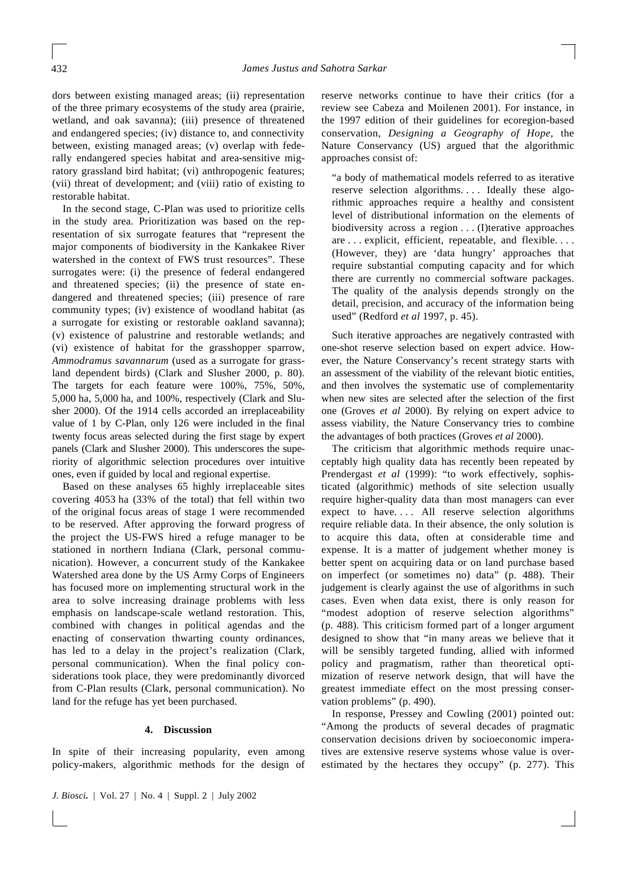dors between existing managed areas; (ii) representation of the three primary ecosystems of the study area (prairie, wetland, and oak savanna); (iii) presence of threatened and endangered species; (iv) distance to, and connectivity between, existing managed areas; (v) overlap with federally endangered species habitat and area-sensitive migratory grassland bird habitat; (vi) anthropogenic features; (vii) threat of development; and (viii) ratio of existing to restorable habitat.

In the second stage, C-Plan was used to prioritize cells in the study area. Prioritization was based on the representation of six surrogate features that "represent the major components of biodiversity in the Kankakee River watershed in the context of FWS trust resources". These surrogates were: (i) the presence of federal endangered and threatened species; (ii) the presence of state endangered and threatened species; (iii) presence of rare community types; (iv) existence of woodland habitat (as a surrogate for existing or restorable oakland savanna); (v) existence of palustrine and restorable wetlands; and (vi) existence of habitat for the grasshopper sparrow, *Ammodramus savannarum* (used as a surrogate for grassland dependent birds) (Clark and Slusher 2000, p. 80). The targets for each feature were 100%, 75%, 50%, 5,000 ha, 5,000 ha, and 100%, respectively (Clark and Slusher 2000). Of the 1914 cells accorded an irreplaceability value of 1 by C-Plan, only 126 were included in the final twenty focus areas selected during the first stage by expert panels (Clark and Slusher 2000). This underscores the superiority of algorithmic selection procedures over intuitive ones, even if guided by local and regional expertise.

Based on these analyses 65 highly irreplaceable sites covering 4053 ha (33% of the total) that fell within two of the original focus areas of stage 1 were recommended to be reserved. After approving the forward progress of the project the US-FWS hired a refuge manager to be stationed in northern Indiana (Clark, personal communication). However, a concurrent study of the Kankakee Watershed area done by the US Army Corps of Engineers has focused more on implementing structural work in the area to solve increasing drainage problems with less emphasis on landscape-scale wetland restoration. This, combined with changes in political agendas and the enacting of conservation thwarting county ordinances, has led to a delay in the project's realization (Clark, personal communication). When the final policy considerations took place, they were predominantly divorced from C-Plan results (Clark, personal communication). No land for the refuge has yet been purchased.

## 4. Discussion

In spite of their increasing popularity, even among policy-makers, algorithmic methods for the design of reserve networks continue to have their critics (for a review see Cabeza and Moilenen 2001). For instance, in the 1997 edition of their guidelines for ecoregion-based conservation, *Designing a Geography of Hope*, the Nature Conservancy (US) argued that the algorithmic approaches consist of:

> "a body of mathematical models referred to as iterative reserve selection algorithms. . . . Ideally these algorithmic approaches require a healthy and consistent level of distributional information on the elements of biodiversity across a region . . . (I)terative approaches are . . . explicit, efficient, repeatable, and flexible. . . . (However, they) are 'data hungry' approaches that require substantial computing capacity and for which there are currently no commercial software packages. The quality of the analysis depends strongly on the detail, precision, and accuracy of the information being used" (Redford *et al* 1997, p. 45).

Such iterative approaches are negatively contrasted with one-shot reserve selection based on expert advice. However, the Nature Conservancy's recent strategy starts with an assessment of the viability of the relevant biotic entities, and then involves the systematic use of complementarity when new sites are selected after the selection of the first one (Groves *et al* 2000). By relying on expert advice to assess viability, the Nature Conservancy tries to combine the advantages of both practices (Groves *et al* 2000).

The criticism that algorithmic methods require unacceptably high quality data has recently been repeated by Prendergast *et al* (1999): "to work effectively, sophisticated (algorithmic) methods of site selection usually require higher-quality data than most managers can ever expect to have. . . . All reserve selection algorithms require reliable data. In their absence, the only solution is to acquire this data, often at considerable time and expense. It is a matter of judgement whether money is better spent on acquiring data or on land purchase based on imperfect (or sometimes no) data" (p. 488). Their judgement is clearly against the use of algorithms in such cases. Even when data exist, there is only reason for "modest adoption of reserve selection algorithms" (p. 488). This criticism formed part of a longer argument designed to show that "in many areas we believe that it will be sensibly targeted funding, allied with informed policy and pragmatism, rather than theoretical optimization of reserve network design, that will have the greatest immediate effect on the most pressing conservation problems" (p. 490).

In response, Pressey and Cowling (2001) pointed out: "Among the products of several decades of pragmatic conservation decisions driven by socioeconomic imperatives are extensive reserve systems whose value is overestimated by the hectares they occupy" (p. 277). This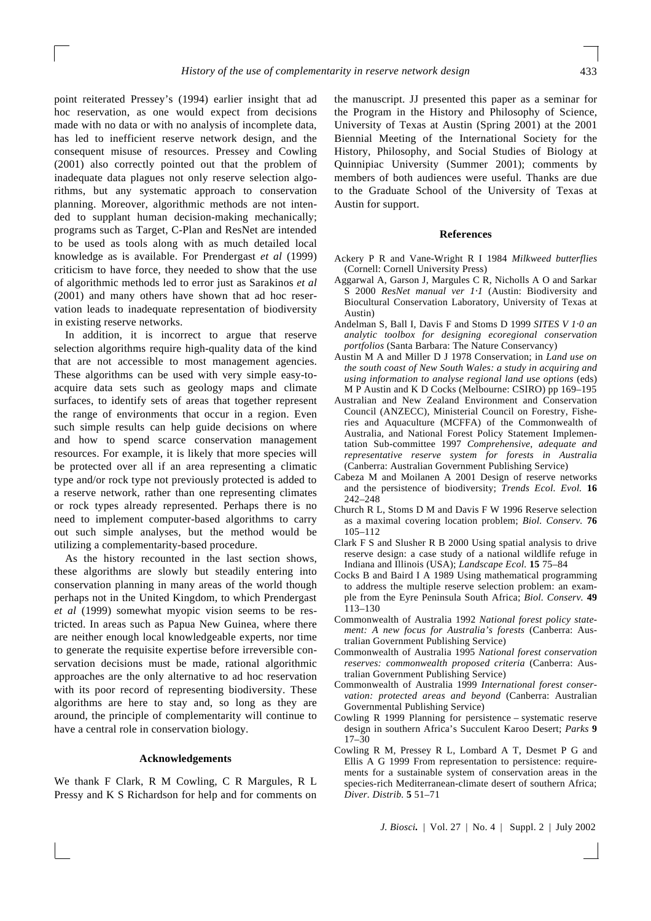point reiterated Pressey's (1994) earlier insight that ad hoc reservation, as one would expect from decisions made with no data or with no analysis of incomplete data, has led to inefficient reserve network design, and the consequent misuse of resources. Pressey and Cowling (2001) also correctly pointed out that the problem of inadequate data plagues not only reserve selection algorithms, but any systematic approach to conservation planning. Moreover, algorithmic methods are not intended to supplant human decision-making mechanically; programs such as Target, C-Plan and ResNet are intended to be used as tools along with as much detailed local knowledge as is available. For Prendergast *et al* (1999) criticism to have force, they needed to show that the use of algorithmic methods led to error just as Sarakinos *et al* (2001) and many others have shown that ad hoc reservation leads to inadequate representation of biodiversity in existing reserve networks.

In addition, it is incorrect to argue that reserve selection algorithms require high-quality data of the kind that are not accessible to most management agencies. These algorithms can be used with very simple easy-to-acquire data sets such as geology maps and climate surfaces, to identify sets of areas that together represent the range of environments that occur in a region. Even such simple results can help guide decisions on where and how to spend scarce conservation management resources. For example, it is likely that more species will be protected over all if an area representing a climatic type and/or rock type not previously protected is added to a reserve network, rather than one representing climates or rock types already represented. Perhaps there is no need to implement computer-based algorithms to carry out such simple analyses, but the method would be utilizing a complementarity-based procedure.

As the history recounted in the last section shows, these algorithms are slowly but steadily entering into conservation planning in many areas of the world though perhaps not in the United Kingdom, to which Prendergast *et al* (1999) somewhat myopic vision seems to be restricted. In areas such as Papua New Guinea, where there are neither enough local knowledgeable experts, nor time to generate the requisite expertise before irreversible conservation decisions must be made, rational algorithmic approaches are the only alternative to ad hoc reservation with its poor record of representing biodiversity. These algorithms are here to stay and, so long as they are around, the principle of complementarity will continue to have a central role in conservation biology.

## Acknowledgements

We thank F Clark, R M Cowling, C R Margules, R L Pressy and K S Richardson for help and for comments on the manuscript. JJ presented this paper as a seminar for the Program in the History and Philosophy of Science, University of Texas at Austin (Spring 2001) at the 2001 Biennial Meeting of the International Society for the History, Philosophy, and Social Studies of Biology at Quinnipiac University (Summer 2001); comments by members of both audiences were useful. Thanks are due to the Graduate School of the University of Texas at Austin for support.

## References

Ackery P R and Vane-Wright R I 1984 *Milkweed butterflies* (Cornell: Cornell University Press)

Aggarwal A, Garson J, Margules C R, Nicholls A O and Sarkar S 2000 *ResNet manual ver 1·1* (Austin: Biodiversity and Biocultural Conservation Laboratory, University of Texas at Austin)

Andelman S, Ball I, Davis F and Stoms D 1999 *SITES V 1·0 an analytic toolbox for designing ecoregional conservation portfolios* (Santa Barbara: The Nature Conservancy)

Austin M A and Miller D J 1978 Conservation; in *Land use on the south coast of New South Wales: a study in acquiring and using information to analyse regional land use options* (eds) M P Austin and K D Cocks (Melbourne: CSIRO) pp 169–195

Australian and New Zealand Environment and Conservation Council (ANZECC), Ministerial Council on Forestry, Fisheries and Aquaculture (MCFFA) of the Commonwealth of Australia, and National Forest Policy Statement Implementation Sub-committee 1997 *Comprehensive, adequate and representative reserve system for forests in Australia* (Canberra: Australian Government Publishing Service)

Cabeza M and Moilanen A 2001 Design of reserve networks and the persistence of biodiversity; *Trends Ecol. Evol.* **16** 242–248

Church R L, Stoms D M and Davis F W 1996 Reserve selection as a maximal covering location problem; *Biol. Conserv.* **76** 105–112

Clark F S and Slusher R B 2000 Using spatial analysis to drive reserve design: a case study of a national wildlife refuge in Indiana and Illinois (USA); *Landscape Ecol.* **15** 75–84

Cocks B and Baird I A 1989 Using mathematical programming to address the multiple reserve selection problem: an example from the Eyre Peninsula South Africa; *Biol. Conserv.* **49** 113–130

Commonwealth of Australia 1992 *National forest policy statement: A new focus for Australia's forests* (Canberra: Australian Government Publishing Service)

Commonwealth of Australia 1995 *National forest conservation reserves: commonwealth proposed criteria* (Canberra: Australian Government Publishing Service)

Commonwealth of Australia 1999 *International forest conservation: protected areas and beyond* (Canberra: Australian Governmental Publishing Service)

Cowling R 1999 Planning for persistence – systematic reserve design in southern Africa's Succulent Karoo Desert; *Parks* **9** 17–30

Cowling R M, Pressey R L, Lombard A T, Desmet P G and Ellis A G 1999 From representation to persistence: requirements for a sustainable system of conservation areas in the species-rich Mediterranean-climate desert of southern Africa; *Diver. Distrib.* **5** 51–71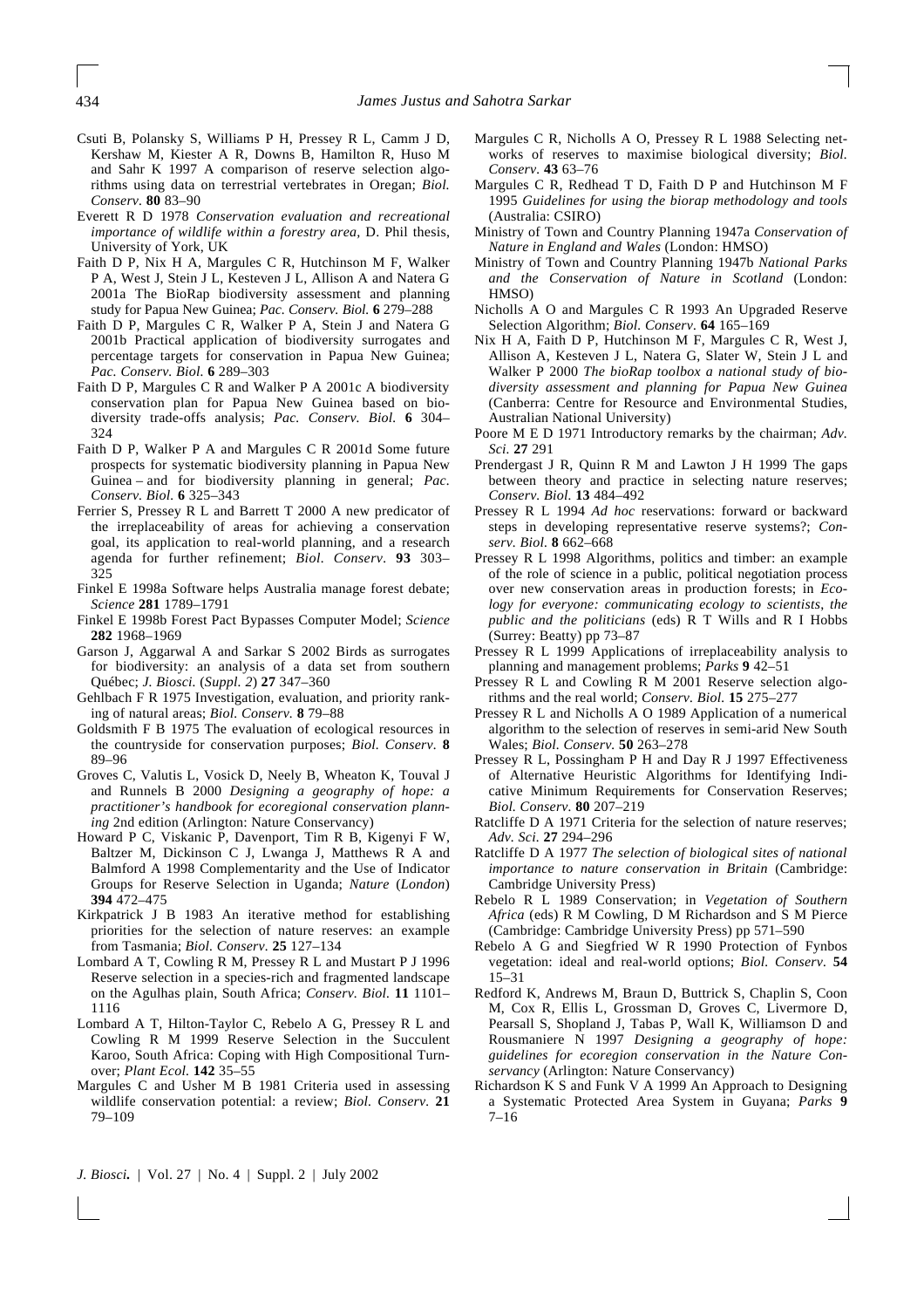Csuti B, Polansky S, Williams P H, Pressey R L, Camm J D, Kershaw M, Kiester A R, Downs B, Hamilton R, Huso M and Sahr K 1997 A comparison of reserve selection algorithms using data on terrestrial vertebrates in Oregan; *Biol. Conserv.* **80** 83–90

Everett R D 1978 *Conservation evaluation and recreational importance of wildlife within a forestry area*, D. Phil thesis, University of York, UK

Faith D P, Nix H A, Margules C R, Hutchinson M F, Walker P A, West J, Stein J L, Kesteven J L, Allison A and Natera G 2001a The BioRap biodiversity assessment and planning study for Papua New Guinea; *Pac. Conserv. Biol.* **6** 279–288

Faith D P, Margules C R, Walker P A, Stein J and Natera G 2001b Practical application of biodiversity surrogates and percentage targets for conservation in Papua New Guinea; *Pac. Conserv. Biol.* **6** 289–303

Faith D P, Margules C R and Walker P A 2001c A biodiversity conservation plan for Papua New Guinea based on biodiversity trade-offs analysis; *Pac. Conserv. Biol.* **6** 304–324

Faith D P, Walker P A and Margules C R 2001d Some future prospects for systematic biodiversity planning in Papua New Guinea – and for biodiversity planning in general; *Pac. Conserv. Biol.* **6** 325–343

Ferrier S, Pressey R L and Barrett T 2000 A new predicator of the irreplaceability of areas for achieving a conservation goal, its application to real-world planning, and a research agenda for further refinement; *Biol. Conserv*. **93** 303–325

Finkel E 1998a Software helps Australia manage forest debate; *Science* **281** 1789–1791

Finkel E 1998b Forest Pact Bypasses Computer Model; *Science* **282** 1968–1969

Garson J, Aggarwal A and Sarkar S 2002 Birds as surrogates for biodiversity: an analysis of a data set from southern Québec; *J. Biosci.* (*Suppl. 2*) **27** 347–360

Gehlbach F R 1975 Investigation, evaluation, and priority ranking of natural areas; *Biol. Conserv.* **8** 79–88

Goldsmith F B 1975 The evaluation of ecological resources in the countryside for conservation purposes; *Biol. Conserv*. **8** 89–96

Groves C, Valutis L, Vosick D, Neely B, Wheaton K, Touval J and Runnels B 2000 *Designing a geography of hope: a practitioner's handbook for ecoregional conservation planning* 2nd edition (Arlington: Nature Conservancy)

Howard P C, Viskanic P, Davenport, Tim R B, Kigenyi F W, Baltzer M, Dickinson C J, Lwanga J, Matthews R A and Balmford A 1998 Complementarity and the Use of Indicator Groups for Reserve Selection in Uganda; *Nature* (*London*) **394** 472–475

Kirkpatrick J B 1983 An iterative method for establishing priorities for the selection of nature reserves: an example from Tasmania; *Biol. Conserv.* **25** 127–134

Lombard A T, Cowling R M, Pressey R L and Mustart P J 1996 Reserve selection in a species-rich and fragmented landscape on the Agulhas plain, South Africa; *Conserv. Biol.* **11** 1101–1116

Lombard A T, Hilton-Taylor C, Rebelo A G, Pressey R L and Cowling R M 1999 Reserve Selection in the Succulent Karoo, South Africa: Coping with High Compositional Turnover; *Plant Ecol.* **142** 35–55

Margules C and Usher M B 1981 Criteria used in assessing wildlife conservation potential: a review; *Biol. Conserv.* **21** 79–109

Margules C R, Nicholls A O, Pressey R L 1988 Selecting networks of reserves to maximise biological diversity; *Biol. Conserv.* **43** 63–76

Margules C R, Redhead T D, Faith D P and Hutchinson M F 1995 *Guidelines for using the biorap methodology and tools* (Australia: CSIRO)

Ministry of Town and Country Planning 1947a *Conservation of Nature in England and Wales* (London: HMSO)

Ministry of Town and Country Planning 1947b *National Parks and the Conservation of Nature in Scotland* (London: HMSO)

Nicholls A O and Margules C R 1993 An Upgraded Reserve Selection Algorithm; *Biol. Conserv.* **64** 165–169

Nix H A, Faith D P, Hutchinson M F, Margules C R, West J, Allison A, Kesteven J L, Natera G, Slater W, Stein J L and Walker P 2000 *The bioRap toolbox a national study of biodiversity assessment and planning for Papua New Guinea* (Canberra: Centre for Resource and Environmental Studies, Australian National University)

Poore M E D 1971 Introductory remarks by the chairman; *Adv. Sci.* **27** 291

Prendergast J R, Quinn R M and Lawton J H 1999 The gaps between theory and practice in selecting nature reserves; *Conserv. Biol.* **13** 484–492

Pressey R L 1994 *Ad hoc* reservations: forward or backward steps in developing representative reserve systems?; *Conserv. Biol.* **8** 662–668

Pressey R L 1998 Algorithms, politics and timber: an example of the role of science in a public, political negotiation process over new conservation areas in production forests; in *Ecology for everyone: communicating ecology to scientists, the public and the politicians* (eds) R T Wills and R I Hobbs (Surrey: Beatty) pp 73–87

Pressey R L 1999 Applications of irreplaceability analysis to planning and management problems; *Parks* **9** 42–51

Pressey R L and Cowling R M 2001 Reserve selection algorithms and the real world; *Conserv. Biol.* **15** 275–277

Pressey R L and Nicholls A O 1989 Application of a numerical algorithm to the selection of reserves in semi-arid New South Wales; *Biol. Conserv.* **50** 263–278

Pressey R L, Possingham P H and Day R J 1997 Effectiveness of Alternative Heuristic Algorithms for Identifying Indicative Minimum Requirements for Conservation Reserves; *Biol. Conserv*. **80** 207–219

Ratcliffe D A 1971 Criteria for the selection of nature reserves; *Adv. Sci.* **27** 294–296

Ratcliffe D A 1977 *The selection of biological sites of national importance to nature conservation in Britain* (Cambridge: Cambridge University Press)

Rebelo R L 1989 Conservation; in *Vegetation of Southern Africa* (eds) R M Cowling, D M Richardson and S M Pierce (Cambridge: Cambridge University Press) pp 571–590

Rebelo A G and Siegfried W R 1990 Protection of Fynbos vegetation: ideal and real-world options; *Biol. Conserv*. **54** 15–31

Redford K, Andrews M, Braun D, Buttrick S, Chaplin S, Coon M, Cox R, Ellis L, Grossman D, Groves C, Livermore D, Pearsall S, Shopland J, Tabas P, Wall K, Williamson D and Rousmaniere N 1997 *Designing a geography of hope: guidelines for ecoregion conservation in the Nature Conservancy* (Arlington: Nature Conservancy)

Richardson K S and Funk V A 1999 An Approach to Designing a Systematic Protected Area System in Guyana; *Parks* **9** 7–16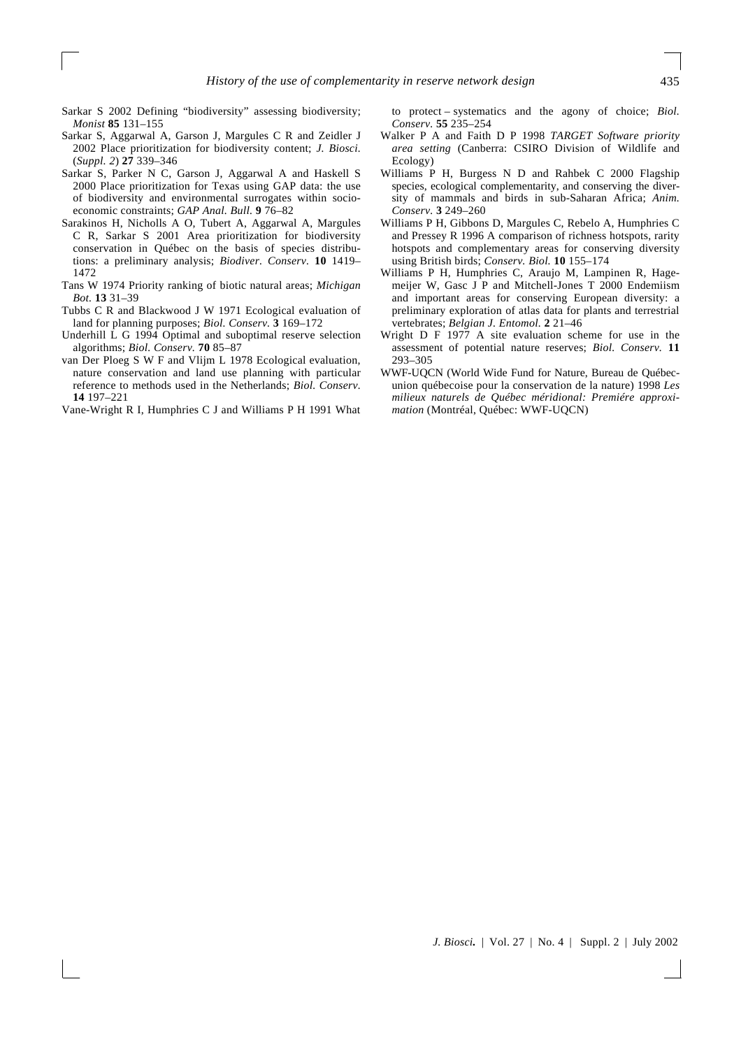Sarkar S 2002 Defining "biodiversity" assessing biodiversity; *Monist* **85** 131–155

Sarkar S, Aggarwal A, Garson J, Margules C R and Zeidler J 2002 Place prioritization for biodiversity content; *J. Biosci.* (*Suppl. 2*) **27** 339–346

Sarkar S, Parker N C, Garson J, Aggarwal A and Haskell S 2000 Place prioritization for Texas using GAP data: the use of biodiversity and environmental surrogates within socio-economic constraints; *GAP Anal. Bull.* **9** 76–82

Sarakinos H, Nicholls A O, Tubert A, Aggarwal A, Margules C R, Sarkar S 2001 Area prioritization for biodiversity conservation in Québec on the basis of species distributions: a preliminary analysis; *Biodiver. Conserv.* **10** 1419–1472

Tans W 1974 Priority ranking of biotic natural areas; *Michigan Bot.* **13** 31–39

Tubbs C R and Blackwood J W 1971 Ecological evaluation of land for planning purposes; *Biol. Conserv.* **3** 169–172

Underhill L G 1994 Optimal and suboptimal reserve selection algorithms; *Biol. Conserv.* **70** 85–87

van Der Ploeg S W F and Vlijm L 1978 Ecological evaluation, nature conservation and land use planning with particular reference to methods used in the Netherlands; *Biol. Conserv.* **14** 197–221

Vane-Wright R I, Humphries C J and Williams P H 1991 What to protect – systematics and the agony of choice; *Biol. Conserv.* **55** 235–254

Walker P A and Faith D P 1998 *TARGET Software priority area setting* (Canberra: CSIRO Division of Wildlife and Ecology)

Williams P H, Burgess N D and Rahbek C 2000 Flagship species, ecological complementarity, and conserving the diversity of mammals and birds in sub-Saharan Africa; *Anim. Conserv.* **3** 249–260

Williams P H, Gibbons D, Margules C, Rebelo A, Humphries C and Pressey R 1996 A comparison of richness hotspots, rarity hotspots and complementary areas for conserving diversity using British birds; *Conserv. Biol.* **10** 155–174

Williams P H, Humphries C, Araujo M, Lampinen R, Hagemeijer W, Gasc J P and Mitchell-Jones T 2000 Endemiism and important areas for conserving European diversity: a preliminary exploration of atlas data for plants and terrestrial vertebrates; *Belgian J. Entomol.* **2** 21–46

Wright D F 1977 A site evaluation scheme for use in the assessment of potential nature reserves; *Biol. Conserv.* **11** 293–305

WWF-UQCN (World Wide Fund for Nature, Bureau de Québec-union québecoise pour la conservation de la nature) 1998 *Les milieux naturels de Québec méridional: Premiére approximation* (Montréal, Québec: WWF-UQCN)